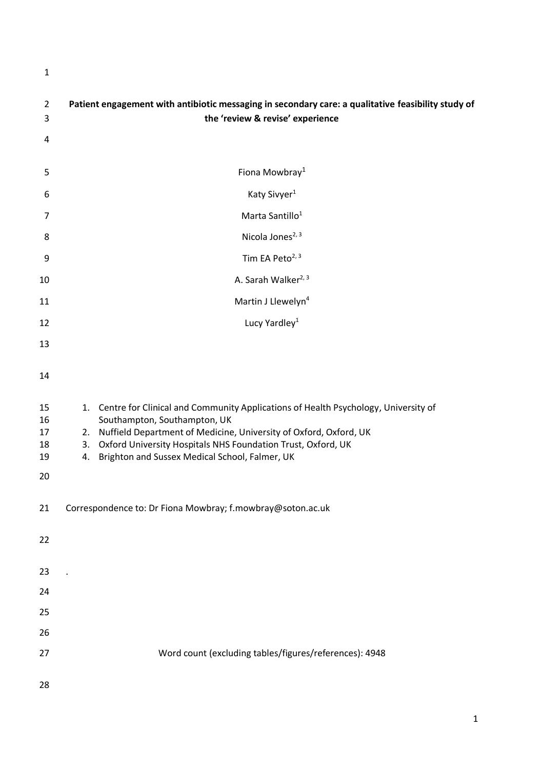# Patient engagement with antibiotic messaging in secondary care: a qualitative feasibility study of the 'review & revise' experience

Fiona Mowbray[1]

Katy Sivyer[1]

Marta Santillo[1]

Nicola Jones[2, 3]

Tim EA Peto[2, 3]

A. Sarah Walker[2, 3]

Martin J Llewelyn[4]

Lucy Yardley[1]

1. Centre for Clinical and Community Applications of Health Psychology, University of Southampton, Southampton, UK
2. Nuffield Department of Medicine, University of Oxford, Oxford, UK
3. Oxford University Hospitals NHS Foundation Trust, Oxford, UK
4. Brighton and Sussex Medical School, Falmer, UK

Correspondence to: Dr Fiona Mowbray; f.mowbray@soton.ac.uk

.

Word count (excluding tables/figures/references): 4948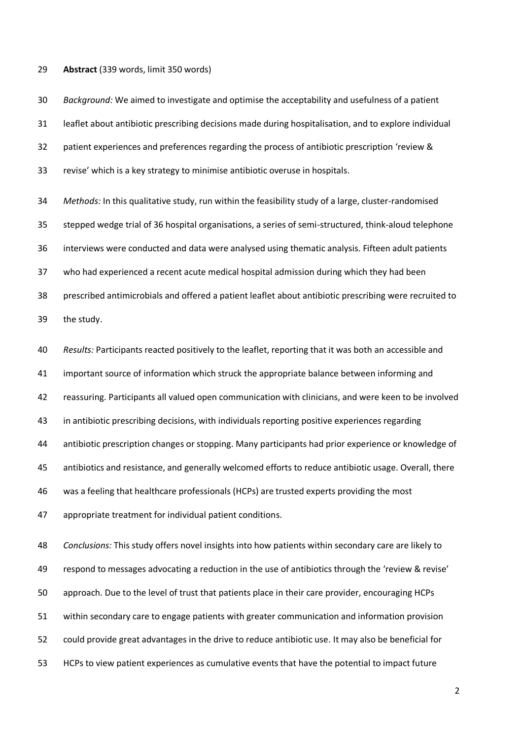**Abstract** (339 words, limit 350 words)

*Background:* We aimed to investigate and optimise the acceptability and usefulness of a patient leaflet about antibiotic prescribing decisions made during hospitalisation, and to explore individual patient experiences and preferences regarding the process of antibiotic prescription 'review & revise' which is a key strategy to minimise antibiotic overuse in hospitals.

*Methods:* In this qualitative study, run within the feasibility study of a large, cluster-randomised stepped wedge trial of 36 hospital organisations, a series of semi-structured, think-aloud telephone interviews were conducted and data were analysed using thematic analysis. Fifteen adult patients who had experienced a recent acute medical hospital admission during which they had been prescribed antimicrobials and offered a patient leaflet about antibiotic prescribing were recruited to the study.

*Results:* Participants reacted positively to the leaflet, reporting that it was both an accessible and important source of information which struck the appropriate balance between informing and reassuring. Participants all valued open communication with clinicians, and were keen to be involved in antibiotic prescribing decisions, with individuals reporting positive experiences regarding antibiotic prescription changes or stopping. Many participants had prior experience or knowledge of antibiotics and resistance, and generally welcomed efforts to reduce antibiotic usage. Overall, there was a feeling that healthcare professionals (HCPs) are trusted experts providing the most appropriate treatment for individual patient conditions.

*Conclusions:* This study offers novel insights into how patients within secondary care are likely to respond to messages advocating a reduction in the use of antibiotics through the 'review & revise' approach. Due to the level of trust that patients place in their care provider, encouraging HCPs within secondary care to engage patients with greater communication and information provision could provide great advantages in the drive to reduce antibiotic use. It may also be beneficial for HCPs to view patient experiences as cumulative events that have the potential to impact future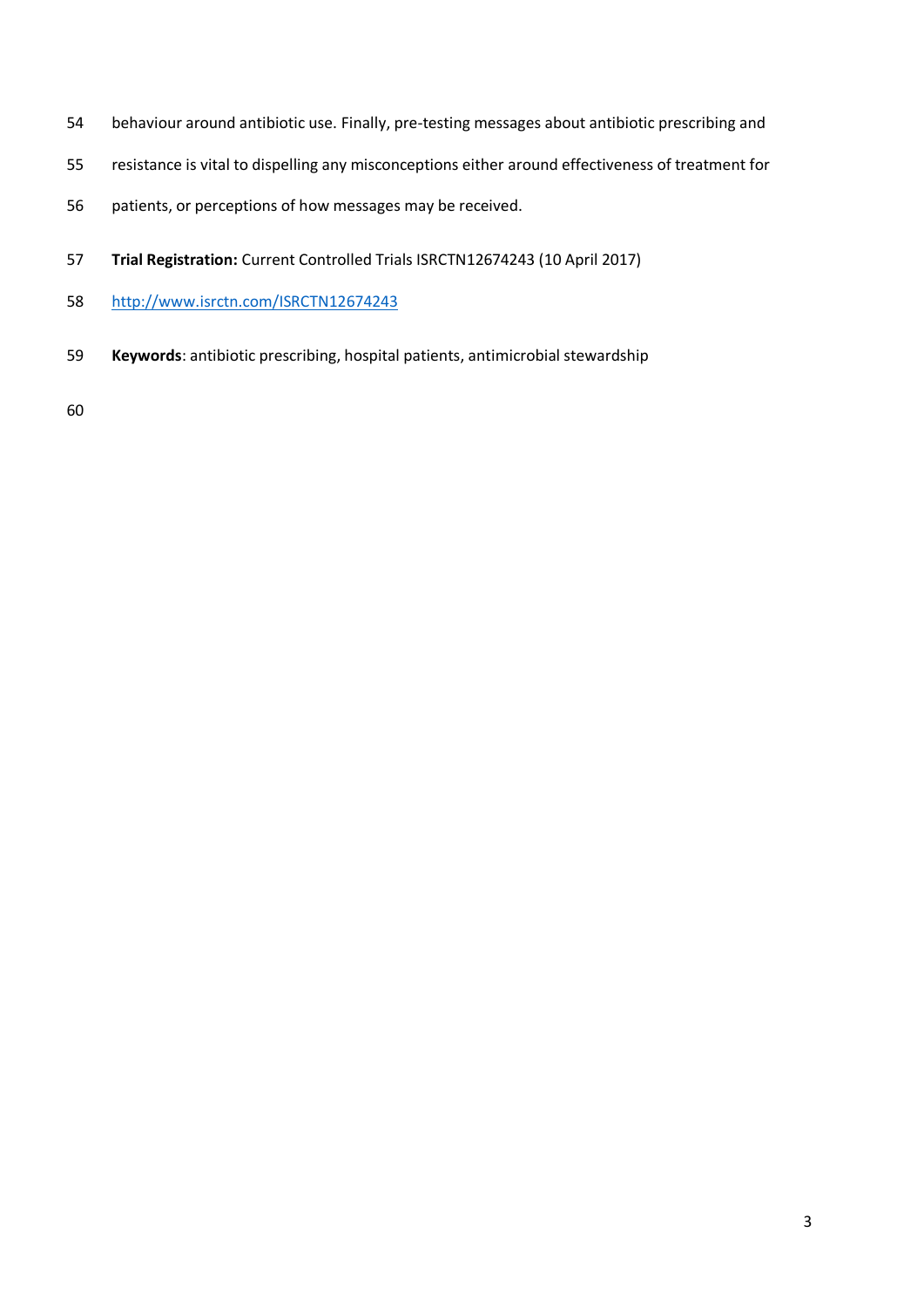behaviour around antibiotic use. Finally, pre-testing messages about antibiotic prescribing and resistance is vital to dispelling any misconceptions either around effectiveness of treatment for patients, or perceptions of how messages may be received.

**Trial Registration:** Current Controlled Trials ISRCTN12674243 (10 April 2017)

http://www.isrctn.com/ISRCTN12674243

**Keywords**: antibiotic prescribing, hospital patients, antimicrobial stewardship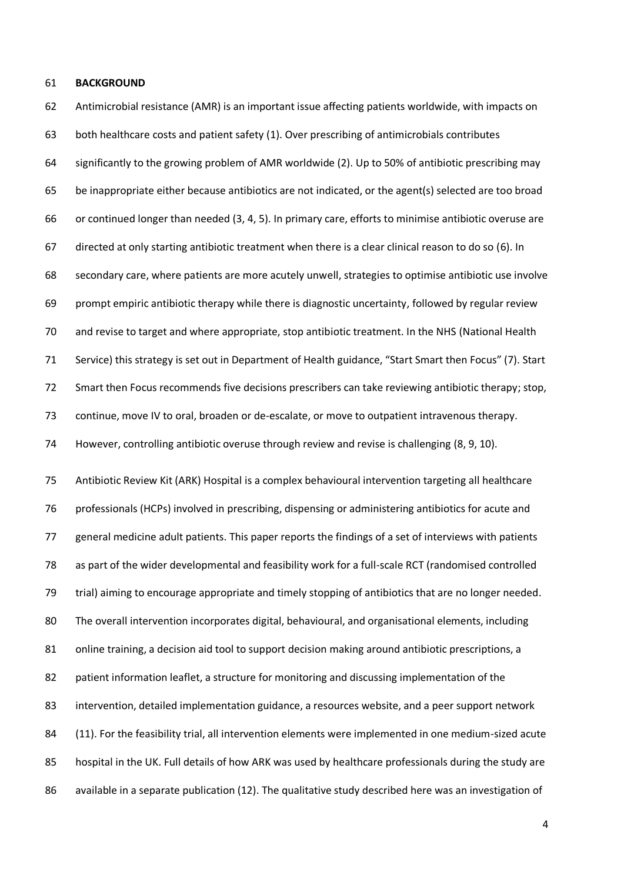## BACKGROUND

Antimicrobial resistance (AMR) is an important issue affecting patients worldwide, with impacts on both healthcare costs and patient safety (1). Over prescribing of antimicrobials contributes significantly to the growing problem of AMR worldwide (2). Up to 50% of antibiotic prescribing may be inappropriate either because antibiotics are not indicated, or the agent(s) selected are too broad or continued longer than needed (3, 4, 5). In primary care, efforts to minimise antibiotic overuse are directed at only starting antibiotic treatment when there is a clear clinical reason to do so (6). In secondary care, where patients are more acutely unwell, strategies to optimise antibiotic use involve prompt empiric antibiotic therapy while there is diagnostic uncertainty, followed by regular review and revise to target and where appropriate, stop antibiotic treatment. In the NHS (National Health Service) this strategy is set out in Department of Health guidance, "Start Smart then Focus" (7). Start Smart then Focus recommends five decisions prescribers can take reviewing antibiotic therapy; stop, continue, move IV to oral, broaden or de-escalate, or move to outpatient intravenous therapy. However, controlling antibiotic overuse through review and revise is challenging (8, 9, 10).

Antibiotic Review Kit (ARK) Hospital is a complex behavioural intervention targeting all healthcare professionals (HCPs) involved in prescribing, dispensing or administering antibiotics for acute and general medicine adult patients. This paper reports the findings of a set of interviews with patients as part of the wider developmental and feasibility work for a full-scale RCT (randomised controlled trial) aiming to encourage appropriate and timely stopping of antibiotics that are no longer needed. The overall intervention incorporates digital, behavioural, and organisational elements, including online training, a decision aid tool to support decision making around antibiotic prescriptions, a patient information leaflet, a structure for monitoring and discussing implementation of the intervention, detailed implementation guidance, a resources website, and a peer support network (11). For the feasibility trial, all intervention elements were implemented in one medium-sized acute hospital in the UK. Full details of how ARK was used by healthcare professionals during the study are available in a separate publication (12). The qualitative study described here was an investigation of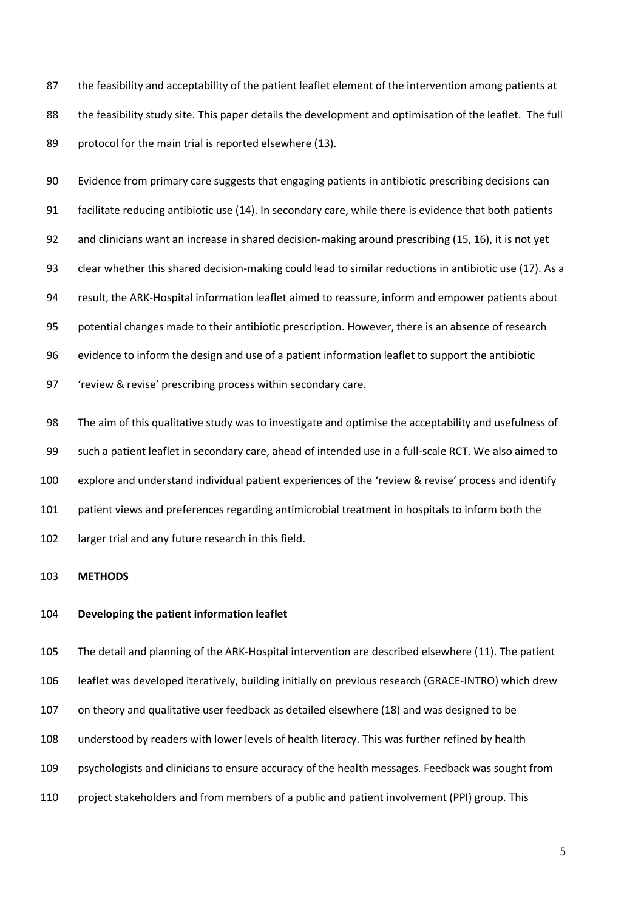the feasibility and acceptability of the patient leaflet element of the intervention among patients at the feasibility study site. This paper details the development and optimisation of the leaflet. The full protocol for the main trial is reported elsewhere (13).

Evidence from primary care suggests that engaging patients in antibiotic prescribing decisions can facilitate reducing antibiotic use (14). In secondary care, while there is evidence that both patients and clinicians want an increase in shared decision-making around prescribing (15, 16), it is not yet clear whether this shared decision-making could lead to similar reductions in antibiotic use (17). As a result, the ARK-Hospital information leaflet aimed to reassure, inform and empower patients about potential changes made to their antibiotic prescription. However, there is an absence of research evidence to inform the design and use of a patient information leaflet to support the antibiotic 'review & revise' prescribing process within secondary care.

The aim of this qualitative study was to investigate and optimise the acceptability and usefulness of such a patient leaflet in secondary care, ahead of intended use in a full-scale RCT. We also aimed to explore and understand individual patient experiences of the 'review & revise' process and identify patient views and preferences regarding antimicrobial treatment in hospitals to inform both the larger trial and any future research in this field.

## METHODS

### Developing the patient information leaflet

The detail and planning of the ARK-Hospital intervention are described elsewhere (11). The patient leaflet was developed iteratively, building initially on previous research (GRACE-INTRO) which drew on theory and qualitative user feedback as detailed elsewhere (18) and was designed to be understood by readers with lower levels of health literacy. This was further refined by health psychologists and clinicians to ensure accuracy of the health messages. Feedback was sought from project stakeholders and from members of a public and patient involvement (PPI) group. This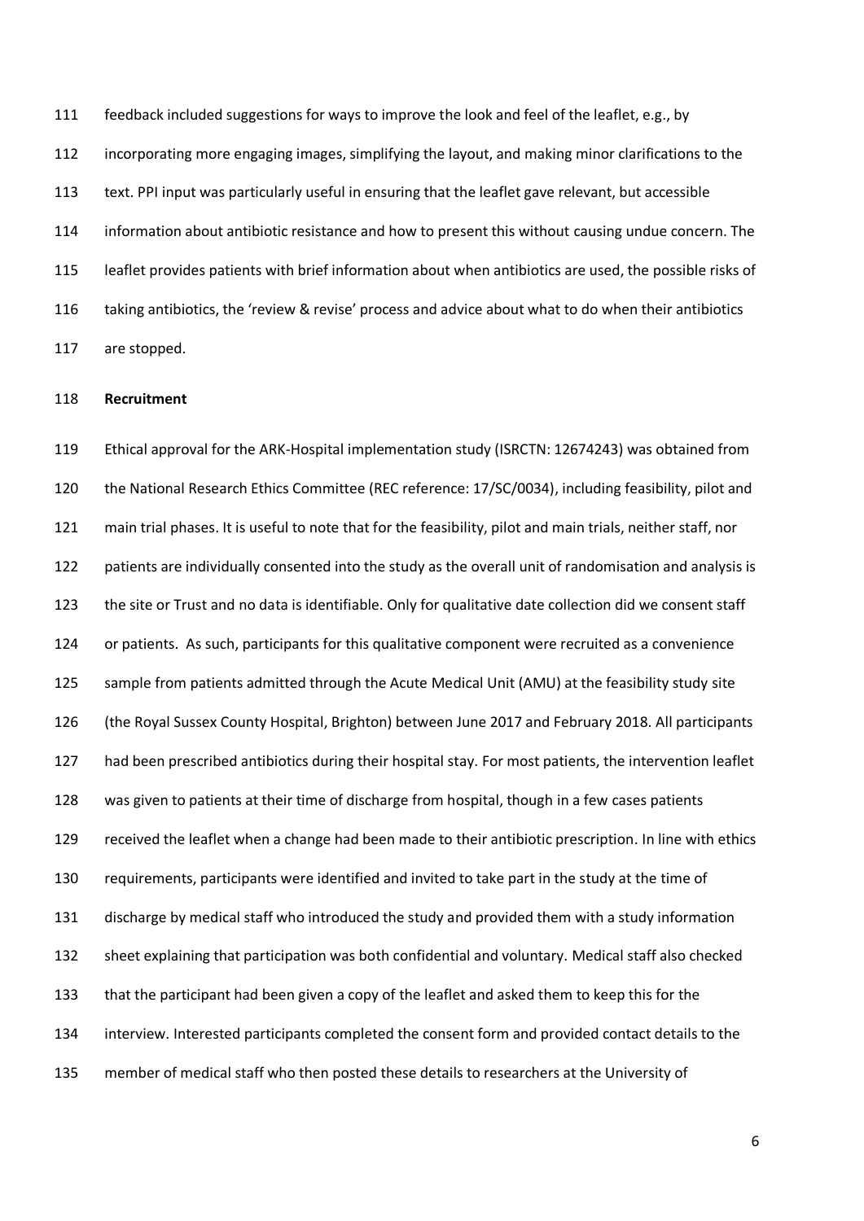feedback included suggestions for ways to improve the look and feel of the leaflet, e.g., by incorporating more engaging images, simplifying the layout, and making minor clarifications to the text. PPI input was particularly useful in ensuring that the leaflet gave relevant, but accessible information about antibiotic resistance and how to present this without causing undue concern. The leaflet provides patients with brief information about when antibiotics are used, the possible risks of taking antibiotics, the 'review & revise' process and advice about what to do when their antibiotics are stopped.

**Recruitment**

Ethical approval for the ARK-Hospital implementation study (ISRCTN: 12674243) was obtained from the National Research Ethics Committee (REC reference: 17/SC/0034), including feasibility, pilot and main trial phases. It is useful to note that for the feasibility, pilot and main trials, neither staff, nor patients are individually consented into the study as the overall unit of randomisation and analysis is the site or Trust and no data is identifiable. Only for qualitative date collection did we consent staff or patients. As such, participants for this qualitative component were recruited as a convenience sample from patients admitted through the Acute Medical Unit (AMU) at the feasibility study site (the Royal Sussex County Hospital, Brighton) between June 2017 and February 2018. All participants had been prescribed antibiotics during their hospital stay. For most patients, the intervention leaflet was given to patients at their time of discharge from hospital, though in a few cases patients received the leaflet when a change had been made to their antibiotic prescription. In line with ethics requirements, participants were identified and invited to take part in the study at the time of discharge by medical staff who introduced the study and provided them with a study information sheet explaining that participation was both confidential and voluntary. Medical staff also checked that the participant had been given a copy of the leaflet and asked them to keep this for the interview. Interested participants completed the consent form and provided contact details to the member of medical staff who then posted these details to researchers at the University of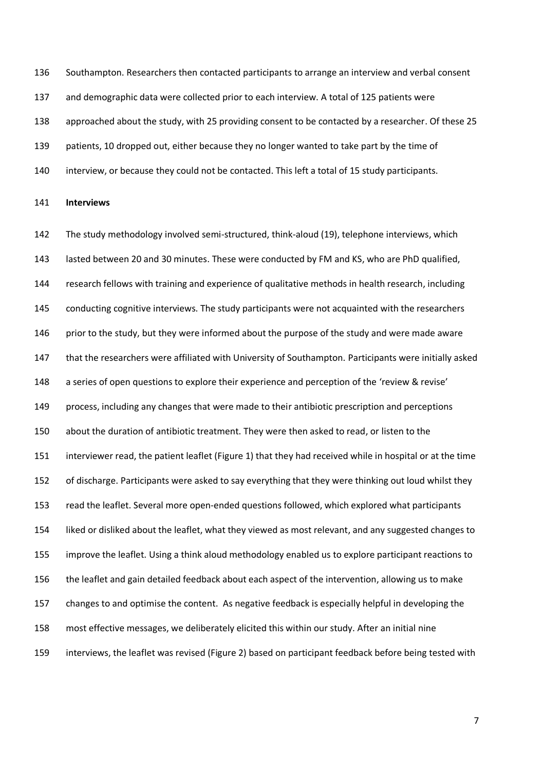Southampton. Researchers then contacted participants to arrange an interview and verbal consent and demographic data were collected prior to each interview. A total of 125 patients were approached about the study, with 25 providing consent to be contacted by a researcher. Of these 25 patients, 10 dropped out, either because they no longer wanted to take part by the time of interview, or because they could not be contacted. This left a total of 15 study participants.

**Interviews**

The study methodology involved semi-structured, think-aloud (19), telephone interviews, which lasted between 20 and 30 minutes. These were conducted by FM and KS, who are PhD qualified, research fellows with training and experience of qualitative methods in health research, including conducting cognitive interviews. The study participants were not acquainted with the researchers prior to the study, but they were informed about the purpose of the study and were made aware that the researchers were affiliated with University of Southampton. Participants were initially asked a series of open questions to explore their experience and perception of the 'review & revise' process, including any changes that were made to their antibiotic prescription and perceptions about the duration of antibiotic treatment. They were then asked to read, or listen to the interviewer read, the patient leaflet (Figure 1) that they had received while in hospital or at the time of discharge. Participants were asked to say everything that they were thinking out loud whilst they read the leaflet. Several more open-ended questions followed, which explored what participants liked or disliked about the leaflet, what they viewed as most relevant, and any suggested changes to improve the leaflet. Using a think aloud methodology enabled us to explore participant reactions to the leaflet and gain detailed feedback about each aspect of the intervention, allowing us to make changes to and optimise the content. As negative feedback is especially helpful in developing the most effective messages, we deliberately elicited this within our study. After an initial nine interviews, the leaflet was revised (Figure 2) based on participant feedback before being tested with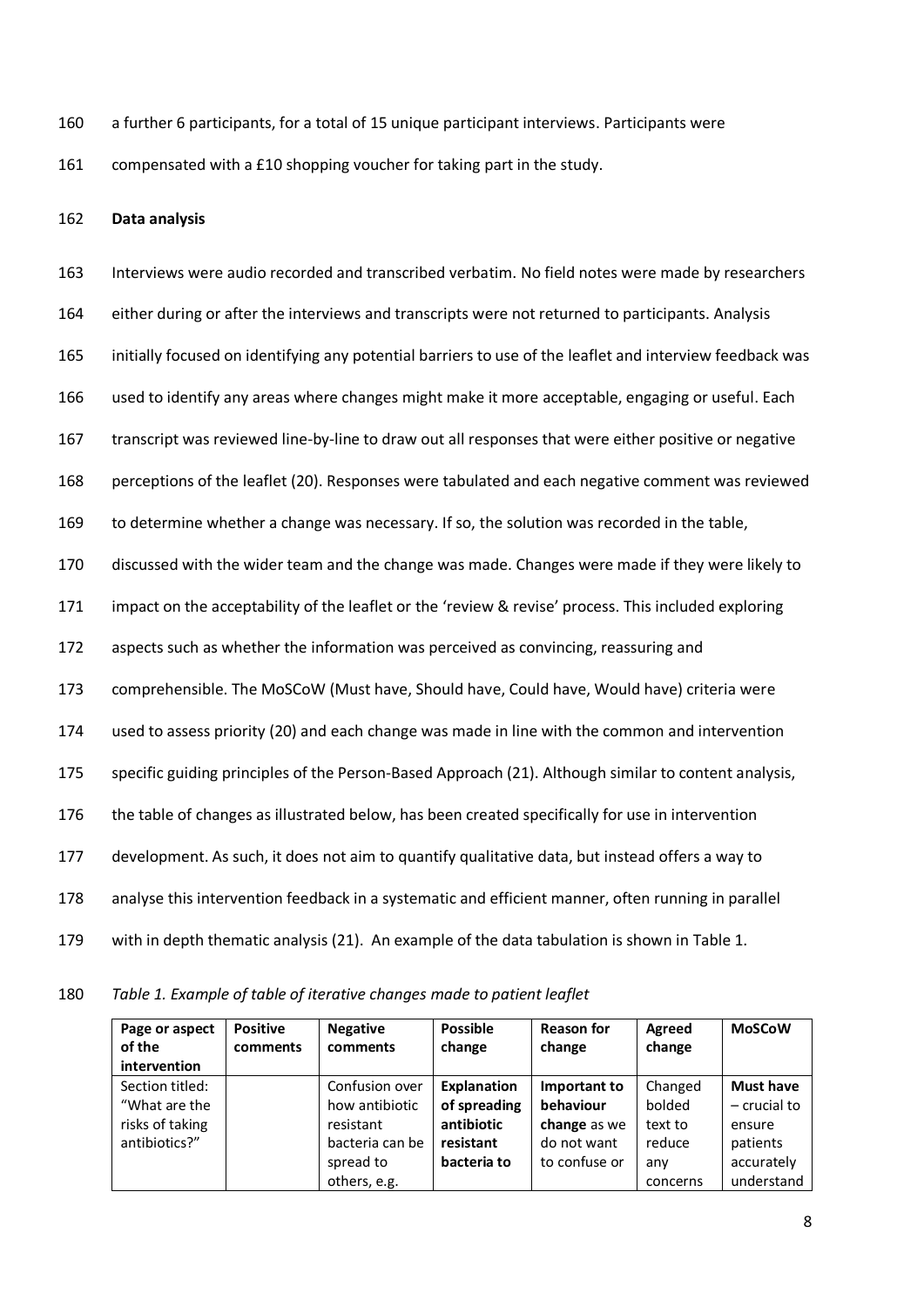a further 6 participants, for a total of 15 unique participant interviews. Participants were compensated with a £10 shopping voucher for taking part in the study.

**Data analysis**

Interviews were audio recorded and transcribed verbatim. No field notes were made by researchers either during or after the interviews and transcripts were not returned to participants. Analysis initially focused on identifying any potential barriers to use of the leaflet and interview feedback was used to identify any areas where changes might make it more acceptable, engaging or useful. Each transcript was reviewed line-by-line to draw out all responses that were either positive or negative perceptions of the leaflet (20). Responses were tabulated and each negative comment was reviewed to determine whether a change was necessary. If so, the solution was recorded in the table, discussed with the wider team and the change was made. Changes were made if they were likely to impact on the acceptability of the leaflet or the 'review & revise' process. This included exploring aspects such as whether the information was perceived as convincing, reassuring and comprehensible. The MoSCoW (Must have, Should have, Could have, Would have) criteria were used to assess priority (20) and each change was made in line with the common and intervention specific guiding principles of the Person-Based Approach (21). Although similar to content analysis, the table of changes as illustrated below, has been created specifically for use in intervention development. As such, it does not aim to quantify qualitative data, but instead offers a way to analyse this intervention feedback in a systematic and efficient manner, often running in parallel with in depth thematic analysis (21). An example of the data tabulation is shown in Table 1.

*Table 1. Example of table of iterative changes made to patient leaflet*

| Page or aspect of the intervention | Positive comments | Negative comments | Possible change | Reason for change | Agreed change | MoSCoW |
|---|---|---|---|---|---|---|
| Section titled: "What are the risks of taking antibiotics?" | | Confusion over how antibiotic resistant bacteria can be spread to others, e.g. | **Explanation of spreading antibiotic resistant bacteria to** | **Important to behaviour change** as we do not want to confuse or | Changed bolded text to reduce any concerns | **Must have** – crucial to ensure patients accurately understand |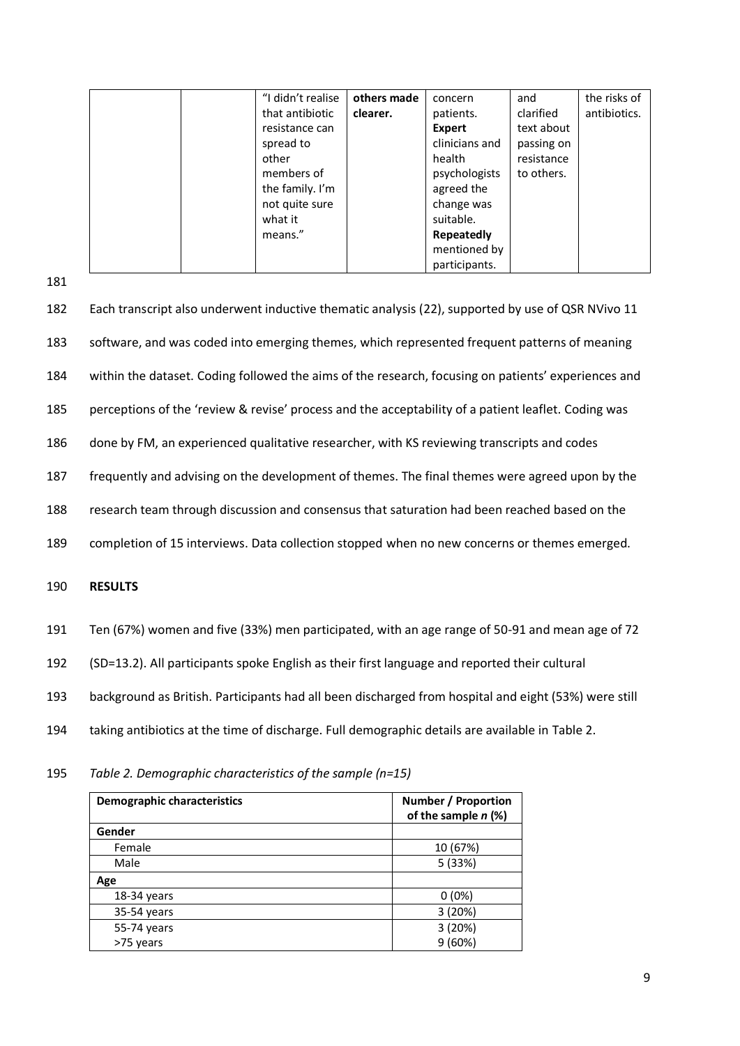|  |  | "I didn't realise that antibiotic resistance can spread to other members of the family. I'm not quite sure what it means." | **others made clearer.** | concern patients. **Expert** clinicians and health psychologists agreed the change was suitable. **Repeatedly** mentioned by participants. | and clarified text about passing on resistance to others. | the risks of antibiotics. |
|---|---|---|---|---|---|---|

Each transcript also underwent inductive thematic analysis (22), supported by use of QSR NVivo 11 software, and was coded into emerging themes, which represented frequent patterns of meaning within the dataset. Coding followed the aims of the research, focusing on patients' experiences and perceptions of the 'review & revise' process and the acceptability of a patient leaflet. Coding was done by FM, an experienced qualitative researcher, with KS reviewing transcripts and codes frequently and advising on the development of themes. The final themes were agreed upon by the research team through discussion and consensus that saturation had been reached based on the completion of 15 interviews. Data collection stopped when no new concerns or themes emerged.

## RESULTS

Ten (67%) women and five (33%) men participated, with an age range of 50-91 and mean age of 72 (SD=13.2). All participants spoke English as their first language and reported their cultural background as British. Participants had all been discharged from hospital and eight (53%) were still taking antibiotics at the time of discharge. Full demographic details are available in Table 2.

*Table 2. Demographic characteristics of the sample (n=15)*

| **Demographic characteristics** | **Number / Proportion of the sample *n* (%)** |
|---|---|
| **Gender** | |
| Female | 10 (67%) |
| Male | 5 (33%) |
| **Age** | |
| 18-34 years | 0 (0%) |
| 35-54 years | 3 (20%) |
| 55-74 years | 3 (20%) |
| >75 years | 9 (60%) |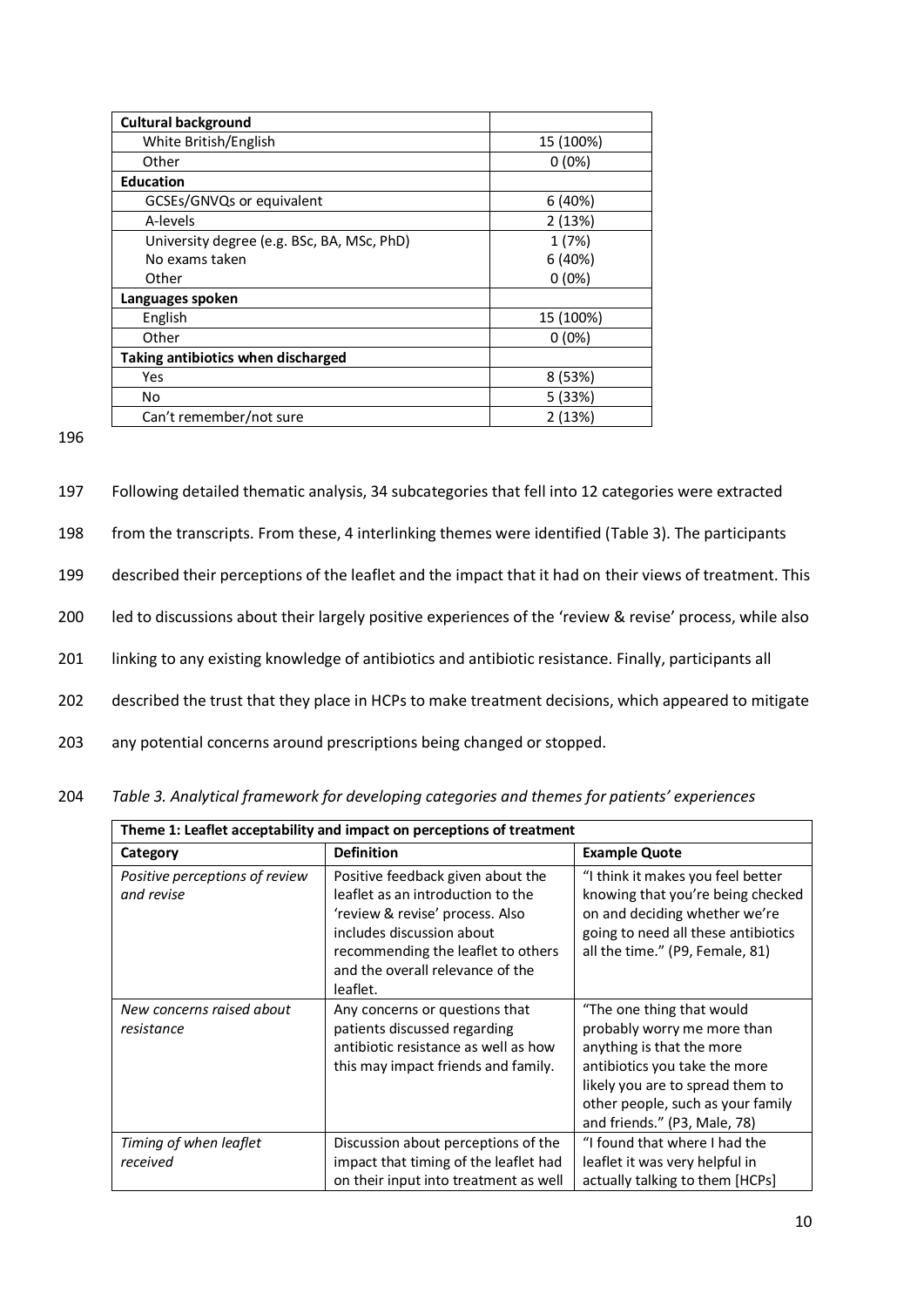| Cultural background | |
|---|---|
| White British/English | 15 (100%) |
| Other | 0 (0%) |
| **Education** | |
| GCSEs/GNVQs or equivalent | 6 (40%) |
| A-levels | 2 (13%) |
| University degree (e.g. BSc, BA, MSc, PhD) | 1 (7%) |
| No exams taken | 6 (40%) |
| Other | 0 (0%) |
| **Languages spoken** | |
| English | 15 (100%) |
| Other | 0 (0%) |
| **Taking antibiotics when discharged** | |
| Yes | 8 (53%) |
| No | 5 (33%) |
| Can't remember/not sure | 2 (13%) |

Following detailed thematic analysis, 34 subcategories that fell into 12 categories were extracted from the transcripts. From these, 4 interlinking themes were identified (Table 3). The participants described their perceptions of the leaflet and the impact that it had on their views of treatment. This led to discussions about their largely positive experiences of the 'review & revise' process, while also linking to any existing knowledge of antibiotics and antibiotic resistance. Finally, participants all described the trust that they place in HCPs to make treatment decisions, which appeared to mitigate any potential concerns around prescriptions being changed or stopped.

*Table 3. Analytical framework for developing categories and themes for patients' experiences*

| Theme 1: Leaflet acceptability and impact on perceptions of treatment | | |
|---|---|---|
| **Category** | **Definition** | **Example Quote** |
| *Positive perceptions of review and revise* | Positive feedback given about the leaflet as an introduction to the 'review & revise' process. Also includes discussion about recommending the leaflet to others and the overall relevance of the leaflet. | "I think it makes you feel better knowing that you're being checked on and deciding whether we're going to need all these antibiotics all the time." (P9, Female, 81) |
| *New concerns raised about resistance* | Any concerns or questions that patients discussed regarding antibiotic resistance as well as how this may impact friends and family. | "The one thing that would probably worry me more than anything is that the more antibiotics you take the more likely you are to spread them to other people, such as your family and friends." (P3, Male, 78) |
| *Timing of when leaflet received* | Discussion about perceptions of the impact that timing of the leaflet had on their input into treatment as well | "I found that where I had the leaflet it was very helpful in actually talking to them [HCPs] |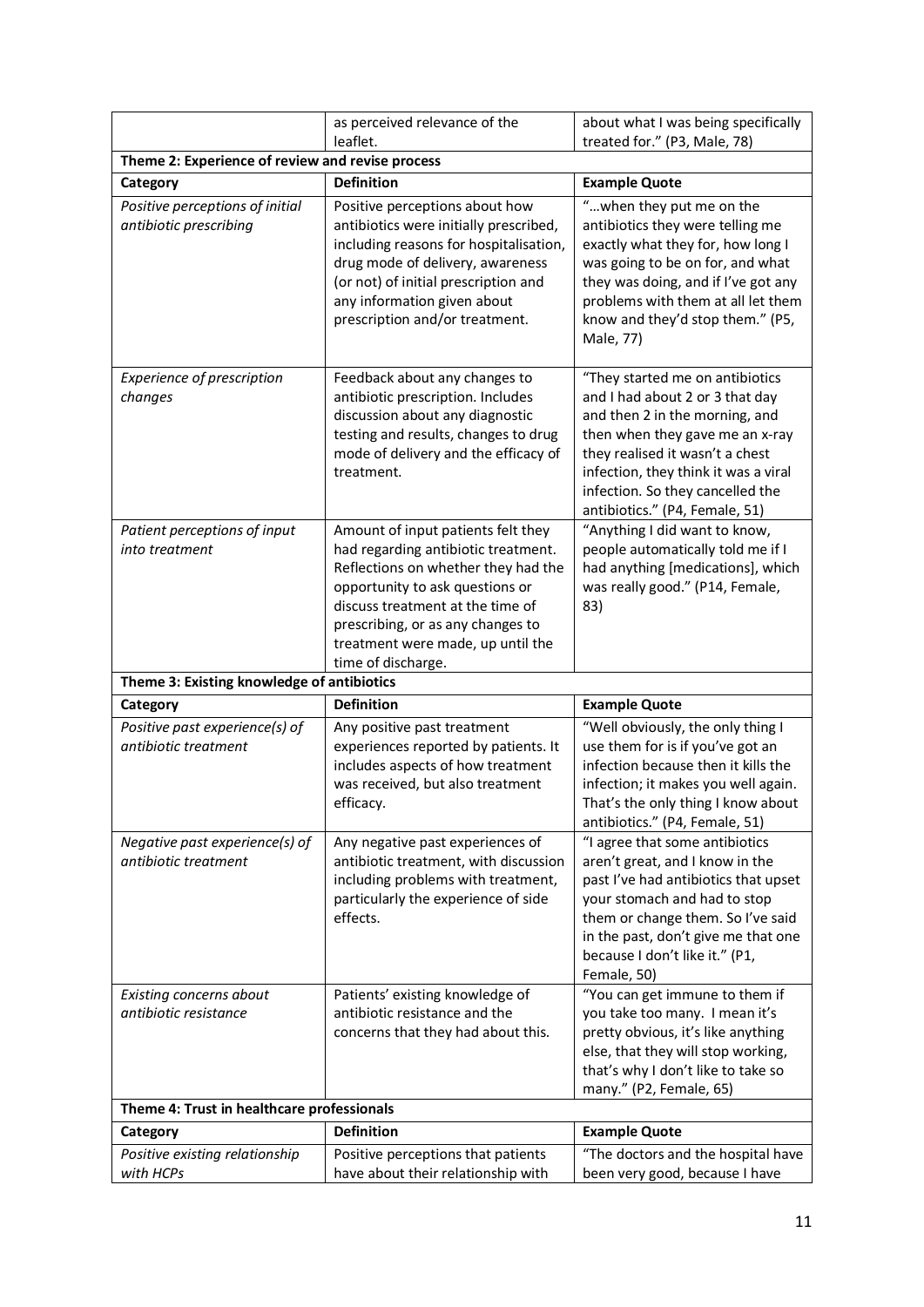| | | |
|---|---|---|
| | as perceived relevance of the leaflet. | about what I was being specifically treated for." (P3, Male, 78) |
| **Theme 2: Experience of review and revise process** | | |
| **Category** | **Definition** | **Example Quote** |
| *Positive perceptions of initial antibiotic prescribing* | Positive perceptions about how antibiotics were initially prescribed, including reasons for hospitalisation, drug mode of delivery, awareness (or not) of initial prescription and any information given about prescription and/or treatment. | "…when they put me on the antibiotics they were telling me exactly what they for, how long I was going to be on for, and what they was doing, and if I've got any problems with them at all let them know and they'd stop them." (P5, Male, 77) |
| *Experience of prescription changes* | Feedback about any changes to antibiotic prescription. Includes discussion about any diagnostic testing and results, changes to drug mode of delivery and the efficacy of treatment. | "They started me on antibiotics and I had about 2 or 3 that day and then 2 in the morning, and then when they gave me an x-ray they realised it wasn't a chest infection, they think it was a viral infection. So they cancelled the antibiotics." (P4, Female, 51) |
| *Patient perceptions of input into treatment* | Amount of input patients felt they had regarding antibiotic treatment. Reflections on whether they had the opportunity to ask questions or discuss treatment at the time of prescribing, or as any changes to treatment were made, up until the time of discharge. | "Anything I did want to know, people automatically told me if I had anything [medications], which was really good." (P14, Female, 83) |
| **Theme 3: Existing knowledge of antibiotics** | | |
| **Category** | **Definition** | **Example Quote** |
| *Positive past experience(s) of antibiotic treatment* | Any positive past treatment experiences reported by patients. It includes aspects of how treatment was received, but also treatment efficacy. | "Well obviously, the only thing I use them for is if you've got an infection because then it kills the infection; it makes you well again. That's the only thing I know about antibiotics." (P4, Female, 51) |
| *Negative past experience(s) of antibiotic treatment* | Any negative past experiences of antibiotic treatment, with discussion including problems with treatment, particularly the experience of side effects. | "I agree that some antibiotics aren't great, and I know in the past I've had antibiotics that upset your stomach and had to stop them or change them. So I've said in the past, don't give me that one because I don't like it." (P1, Female, 50) |
| *Existing concerns about antibiotic resistance* | Patients' existing knowledge of antibiotic resistance and the concerns that they had about this. | "You can get immune to them if you take too many. I mean it's pretty obvious, it's like anything else, that they will stop working, that's why I don't like to take so many." (P2, Female, 65) |
| **Theme 4: Trust in healthcare professionals** | | |
| **Category** | **Definition** | **Example Quote** |
| *Positive existing relationship with HCPs* | Positive perceptions that patients have about their relationship with | "The doctors and the hospital have been very good, because I have |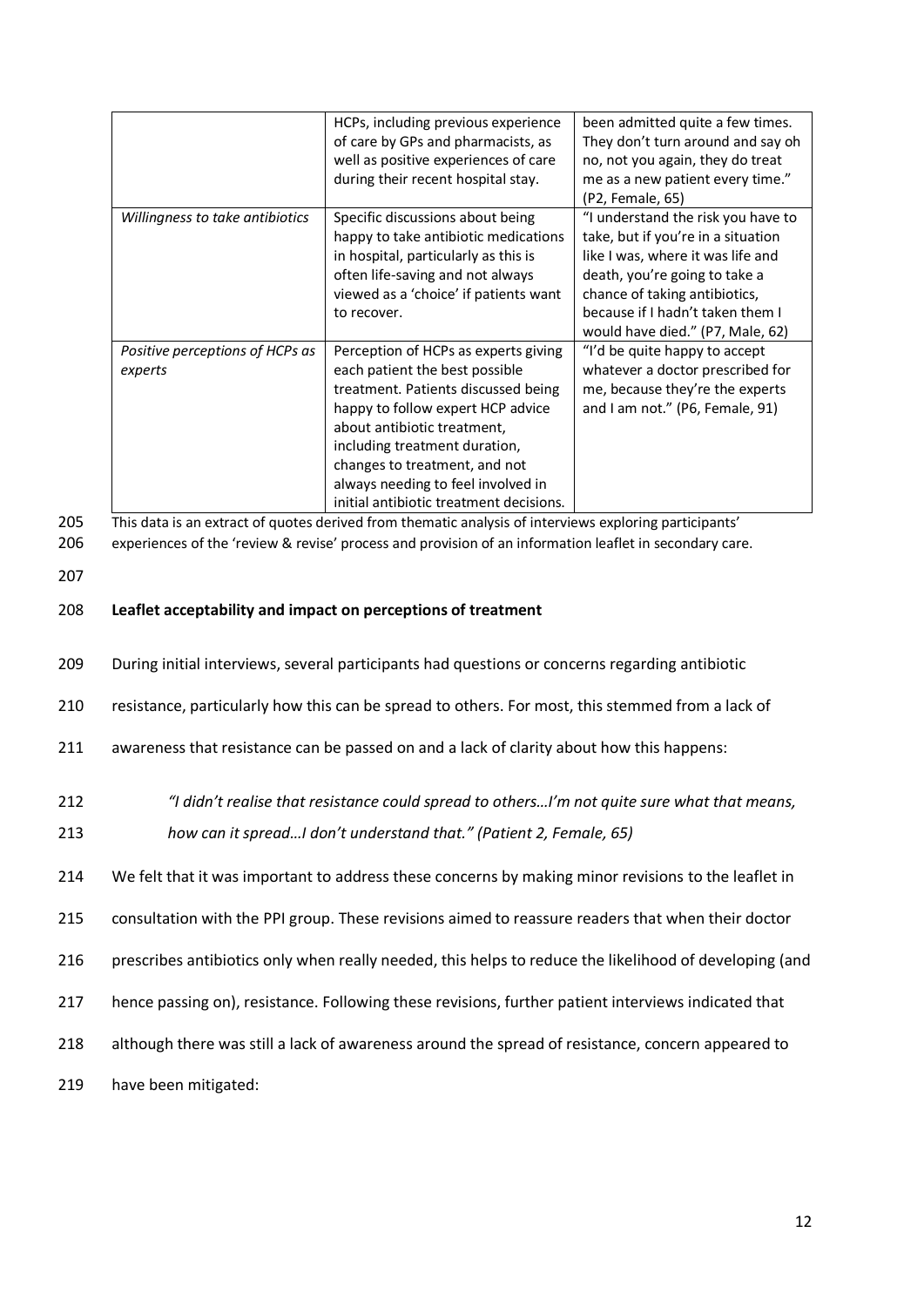| | HCPs, including previous experience of care by GPs and pharmacists, as well as positive experiences of care during their recent hospital stay. | been admitted quite a few times. They don't turn around and say oh no, not you again, they do treat me as a new patient every time." (P2, Female, 65) |
|---|---|---|
| *Willingness to take antibiotics* | Specific discussions about being happy to take antibiotic medications in hospital, particularly as this is often life-saving and not always viewed as a 'choice' if patients want to recover. | "I understand the risk you have to take, but if you're in a situation like I was, where it was life and death, you're going to take a chance of taking antibiotics, because if I hadn't taken them I would have died." (P7, Male, 62) |
| *Positive perceptions of HCPs as experts* | Perception of HCPs as experts giving each patient the best possible treatment. Patients discussed being happy to follow expert HCP advice about antibiotic treatment, including treatment duration, changes to treatment, and not always needing to feel involved in initial antibiotic treatment decisions. | "I'd be quite happy to accept whatever a doctor prescribed for me, because they're the experts and I am not." (P6, Female, 91) |

This data is an extract of quotes derived from thematic analysis of interviews exploring participants' experiences of the 'review & revise' process and provision of an information leaflet in secondary care.

**Leaflet acceptability and impact on perceptions of treatment**

During initial interviews, several participants had questions or concerns regarding antibiotic resistance, particularly how this can be spread to others. For most, this stemmed from a lack of awareness that resistance can be passed on and a lack of clarity about how this happens:

> *"I didn't realise that resistance could spread to others…I'm not quite sure what that means, how can it spread…I don't understand that." (Patient 2, Female, 65)*

We felt that it was important to address these concerns by making minor revisions to the leaflet in consultation with the PPI group. These revisions aimed to reassure readers that when their doctor prescribes antibiotics only when really needed, this helps to reduce the likelihood of developing (and hence passing on), resistance. Following these revisions, further patient interviews indicated that although there was still a lack of awareness around the spread of resistance, concern appeared to have been mitigated: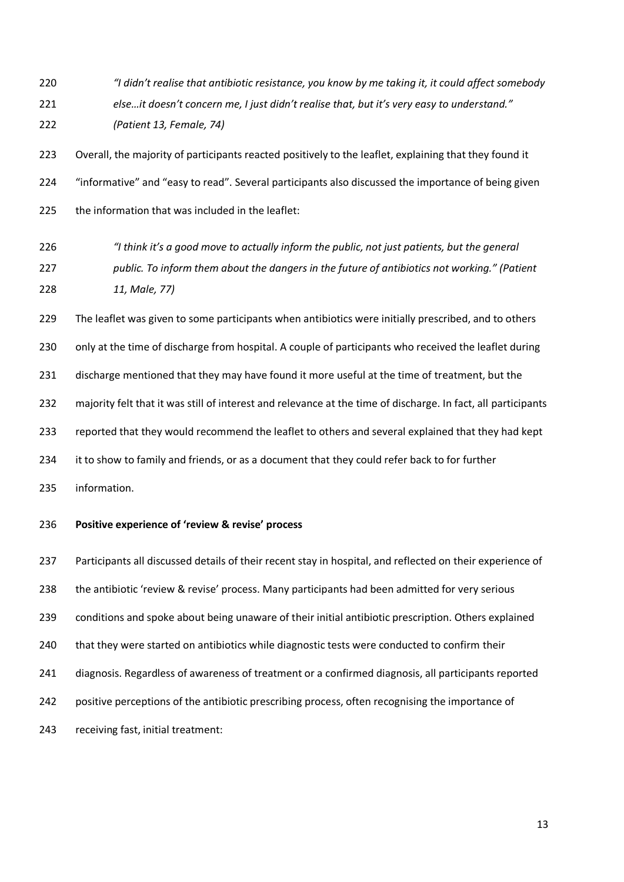*"I didn't realise that antibiotic resistance, you know by me taking it, it could affect somebody else…it doesn't concern me, I just didn't realise that, but it's very easy to understand." (Patient 13, Female, 74)*

Overall, the majority of participants reacted positively to the leaflet, explaining that they found it "informative" and "easy to read". Several participants also discussed the importance of being given the information that was included in the leaflet:

*"I think it's a good move to actually inform the public, not just patients, but the general public. To inform them about the dangers in the future of antibiotics not working." (Patient 11, Male, 77)*

The leaflet was given to some participants when antibiotics were initially prescribed, and to others only at the time of discharge from hospital. A couple of participants who received the leaflet during discharge mentioned that they may have found it more useful at the time of treatment, but the majority felt that it was still of interest and relevance at the time of discharge. In fact, all participants reported that they would recommend the leaflet to others and several explained that they had kept it to show to family and friends, or as a document that they could refer back to for further information.

**Positive experience of 'review & revise' process**

Participants all discussed details of their recent stay in hospital, and reflected on their experience of the antibiotic 'review & revise' process. Many participants had been admitted for very serious conditions and spoke about being unaware of their initial antibiotic prescription. Others explained that they were started on antibiotics while diagnostic tests were conducted to confirm their diagnosis. Regardless of awareness of treatment or a confirmed diagnosis, all participants reported positive perceptions of the antibiotic prescribing process, often recognising the importance of receiving fast, initial treatment: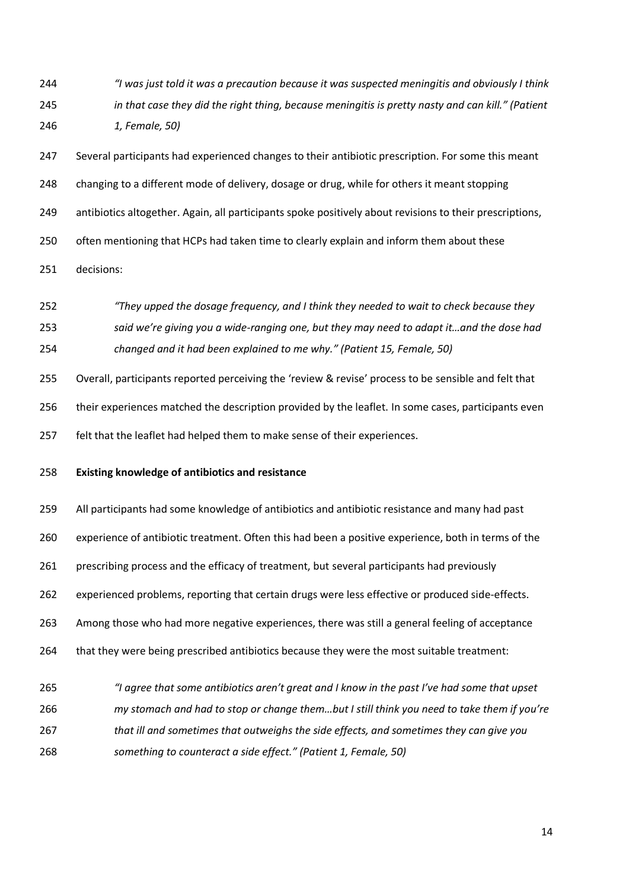*"I was just told it was a precaution because it was suspected meningitis and obviously I think in that case they did the right thing, because meningitis is pretty nasty and can kill." (Patient 1, Female, 50)*

Several participants had experienced changes to their antibiotic prescription. For some this meant changing to a different mode of delivery, dosage or drug, while for others it meant stopping antibiotics altogether. Again, all participants spoke positively about revisions to their prescriptions, often mentioning that HCPs had taken time to clearly explain and inform them about these decisions:

*"They upped the dosage frequency, and I think they needed to wait to check because they said we're giving you a wide-ranging one, but they may need to adapt it…and the dose had changed and it had been explained to me why." (Patient 15, Female, 50)*

Overall, participants reported perceiving the 'review & revise' process to be sensible and felt that their experiences matched the description provided by the leaflet. In some cases, participants even felt that the leaflet had helped them to make sense of their experiences.

**Existing knowledge of antibiotics and resistance**

All participants had some knowledge of antibiotics and antibiotic resistance and many had past experience of antibiotic treatment. Often this had been a positive experience, both in terms of the prescribing process and the efficacy of treatment, but several participants had previously experienced problems, reporting that certain drugs were less effective or produced side-effects. Among those who had more negative experiences, there was still a general feeling of acceptance that they were being prescribed antibiotics because they were the most suitable treatment:

*"I agree that some antibiotics aren't great and I know in the past I've had some that upset my stomach and had to stop or change them…but I still think you need to take them if you're that ill and sometimes that outweighs the side effects, and sometimes they can give you something to counteract a side effect." (Patient 1, Female, 50)*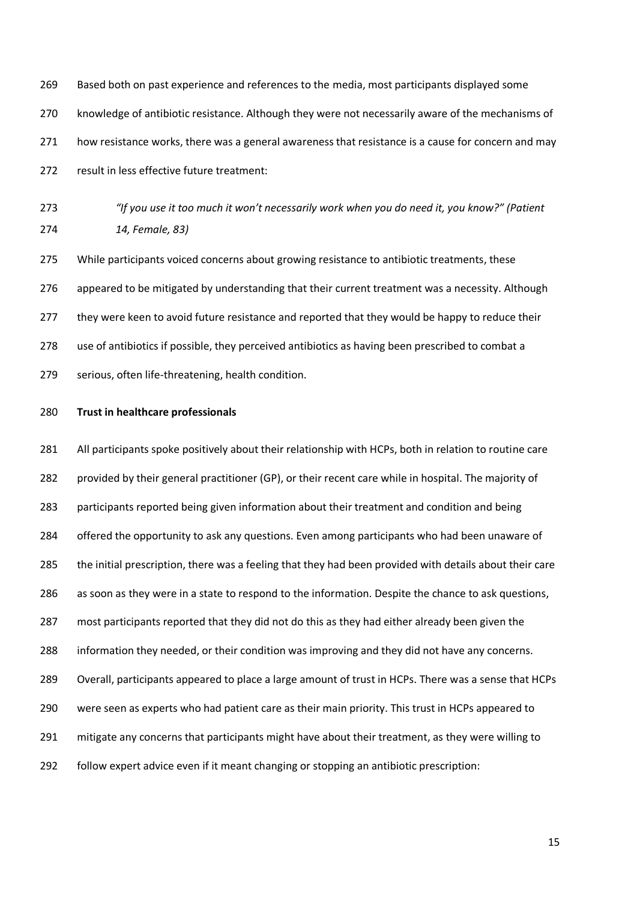Based both on past experience and references to the media, most participants displayed some knowledge of antibiotic resistance. Although they were not necessarily aware of the mechanisms of how resistance works, there was a general awareness that resistance is a cause for concern and may result in less effective future treatment:

> *"If you use it too much it won't necessarily work when you do need it, you know?" (Patient 14, Female, 83)*

While participants voiced concerns about growing resistance to antibiotic treatments, these appeared to be mitigated by understanding that their current treatment was a necessity. Although they were keen to avoid future resistance and reported that they would be happy to reduce their use of antibiotics if possible, they perceived antibiotics as having been prescribed to combat a serious, often life-threatening, health condition.

**Trust in healthcare professionals**

All participants spoke positively about their relationship with HCPs, both in relation to routine care provided by their general practitioner (GP), or their recent care while in hospital. The majority of participants reported being given information about their treatment and condition and being offered the opportunity to ask any questions. Even among participants who had been unaware of the initial prescription, there was a feeling that they had been provided with details about their care as soon as they were in a state to respond to the information. Despite the chance to ask questions, most participants reported that they did not do this as they had either already been given the information they needed, or their condition was improving and they did not have any concerns. Overall, participants appeared to place a large amount of trust in HCPs. There was a sense that HCPs were seen as experts who had patient care as their main priority. This trust in HCPs appeared to mitigate any concerns that participants might have about their treatment, as they were willing to follow expert advice even if it meant changing or stopping an antibiotic prescription: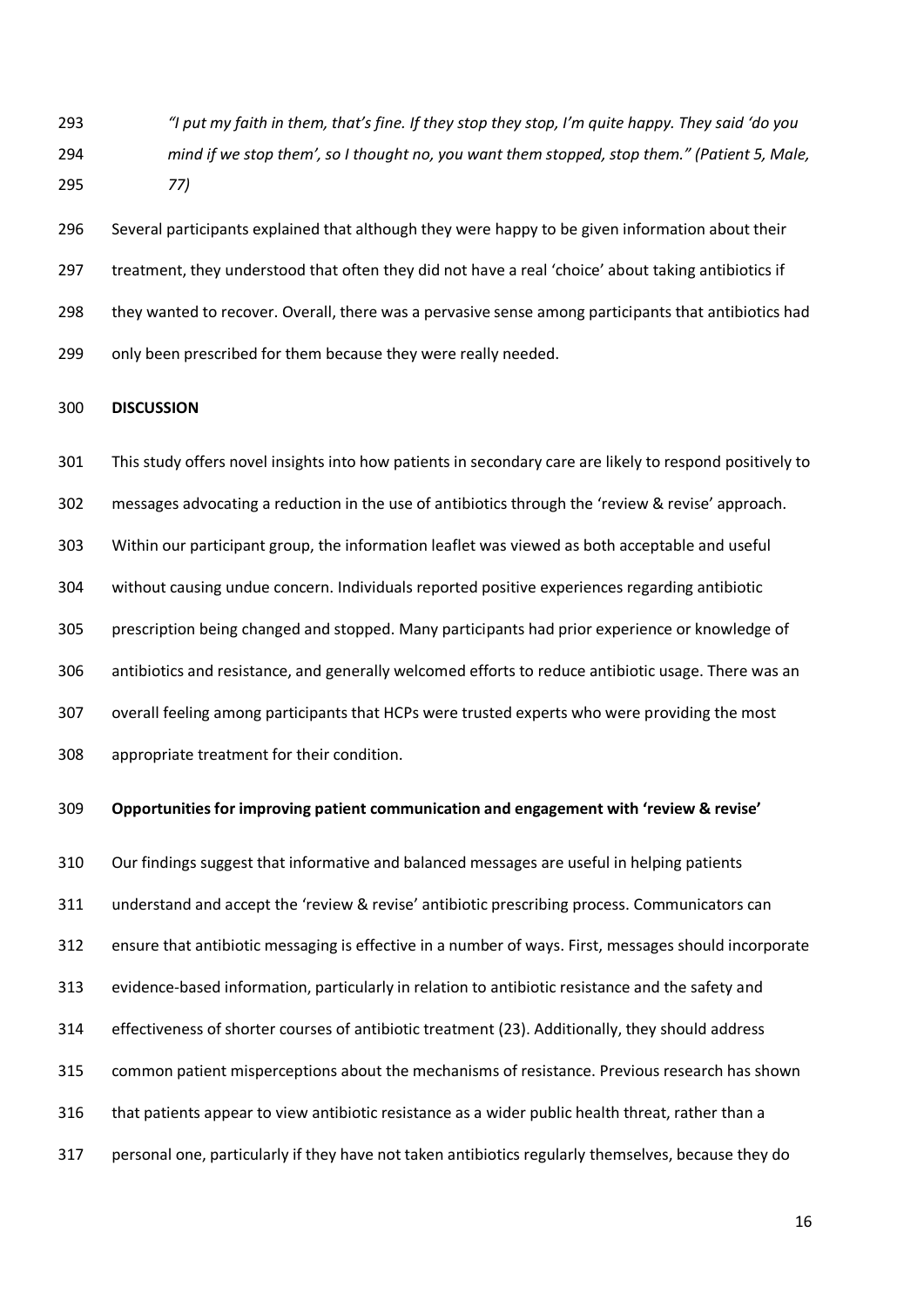*"I put my faith in them, that's fine. If they stop they stop, I'm quite happy. They said 'do you mind if we stop them', so I thought no, you want them stopped, stop them." (Patient 5, Male, 77)*

Several participants explained that although they were happy to be given information about their treatment, they understood that often they did not have a real 'choice' about taking antibiotics if they wanted to recover. Overall, there was a pervasive sense among participants that antibiotics had only been prescribed for them because they were really needed.

## DISCUSSION

This study offers novel insights into how patients in secondary care are likely to respond positively to messages advocating a reduction in the use of antibiotics through the 'review & revise' approach. Within our participant group, the information leaflet was viewed as both acceptable and useful without causing undue concern. Individuals reported positive experiences regarding antibiotic prescription being changed and stopped. Many participants had prior experience or knowledge of antibiotics and resistance, and generally welcomed efforts to reduce antibiotic usage. There was an overall feeling among participants that HCPs were trusted experts who were providing the most appropriate treatment for their condition.

### Opportunities for improving patient communication and engagement with 'review & revise'

Our findings suggest that informative and balanced messages are useful in helping patients understand and accept the 'review & revise' antibiotic prescribing process. Communicators can ensure that antibiotic messaging is effective in a number of ways. First, messages should incorporate evidence-based information, particularly in relation to antibiotic resistance and the safety and effectiveness of shorter courses of antibiotic treatment (23). Additionally, they should address common patient misperceptions about the mechanisms of resistance. Previous research has shown that patients appear to view antibiotic resistance as a wider public health threat, rather than a personal one, particularly if they have not taken antibiotics regularly themselves, because they do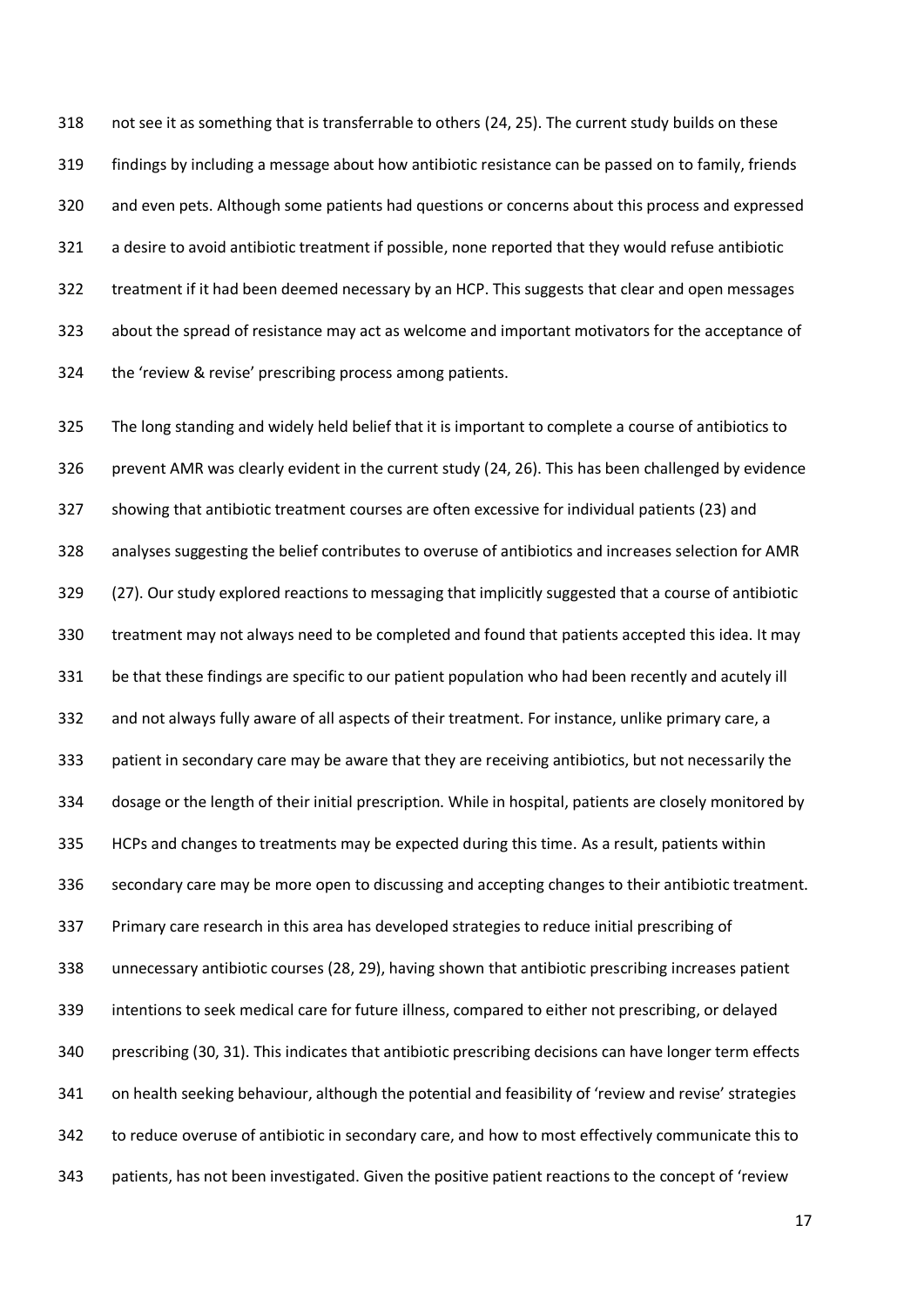not see it as something that is transferrable to others (24, 25). The current study builds on these findings by including a message about how antibiotic resistance can be passed on to family, friends and even pets. Although some patients had questions or concerns about this process and expressed a desire to avoid antibiotic treatment if possible, none reported that they would refuse antibiotic treatment if it had been deemed necessary by an HCP. This suggests that clear and open messages about the spread of resistance may act as welcome and important motivators for the acceptance of the 'review & revise' prescribing process among patients.

The long standing and widely held belief that it is important to complete a course of antibiotics to prevent AMR was clearly evident in the current study (24, 26). This has been challenged by evidence showing that antibiotic treatment courses are often excessive for individual patients (23) and analyses suggesting the belief contributes to overuse of antibiotics and increases selection for AMR (27). Our study explored reactions to messaging that implicitly suggested that a course of antibiotic treatment may not always need to be completed and found that patients accepted this idea. It may be that these findings are specific to our patient population who had been recently and acutely ill and not always fully aware of all aspects of their treatment. For instance, unlike primary care, a patient in secondary care may be aware that they are receiving antibiotics, but not necessarily the dosage or the length of their initial prescription. While in hospital, patients are closely monitored by HCPs and changes to treatments may be expected during this time. As a result, patients within secondary care may be more open to discussing and accepting changes to their antibiotic treatment. Primary care research in this area has developed strategies to reduce initial prescribing of unnecessary antibiotic courses (28, 29), having shown that antibiotic prescribing increases patient intentions to seek medical care for future illness, compared to either not prescribing, or delayed prescribing (30, 31). This indicates that antibiotic prescribing decisions can have longer term effects on health seeking behaviour, although the potential and feasibility of 'review and revise' strategies to reduce overuse of antibiotic in secondary care, and how to most effectively communicate this to patients, has not been investigated. Given the positive patient reactions to the concept of 'review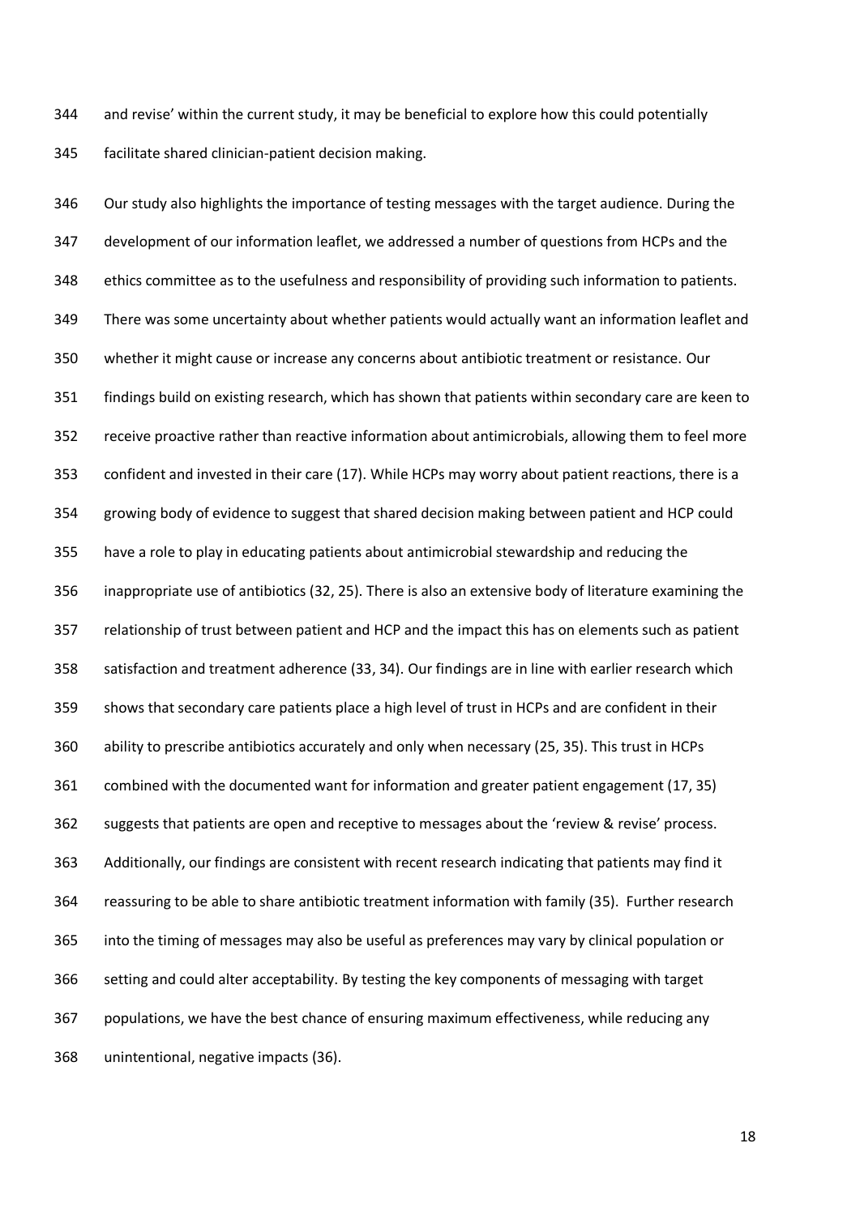and revise' within the current study, it may be beneficial to explore how this could potentially facilitate shared clinician-patient decision making.

Our study also highlights the importance of testing messages with the target audience. During the development of our information leaflet, we addressed a number of questions from HCPs and the ethics committee as to the usefulness and responsibility of providing such information to patients. There was some uncertainty about whether patients would actually want an information leaflet and whether it might cause or increase any concerns about antibiotic treatment or resistance. Our findings build on existing research, which has shown that patients within secondary care are keen to receive proactive rather than reactive information about antimicrobials, allowing them to feel more confident and invested in their care (17). While HCPs may worry about patient reactions, there is a growing body of evidence to suggest that shared decision making between patient and HCP could have a role to play in educating patients about antimicrobial stewardship and reducing the inappropriate use of antibiotics (32, 25). There is also an extensive body of literature examining the relationship of trust between patient and HCP and the impact this has on elements such as patient satisfaction and treatment adherence (33, 34). Our findings are in line with earlier research which shows that secondary care patients place a high level of trust in HCPs and are confident in their ability to prescribe antibiotics accurately and only when necessary (25, 35). This trust in HCPs combined with the documented want for information and greater patient engagement (17, 35) suggests that patients are open and receptive to messages about the 'review & revise' process. Additionally, our findings are consistent with recent research indicating that patients may find it reassuring to be able to share antibiotic treatment information with family (35). Further research into the timing of messages may also be useful as preferences may vary by clinical population or setting and could alter acceptability. By testing the key components of messaging with target populations, we have the best chance of ensuring maximum effectiveness, while reducing any unintentional, negative impacts (36).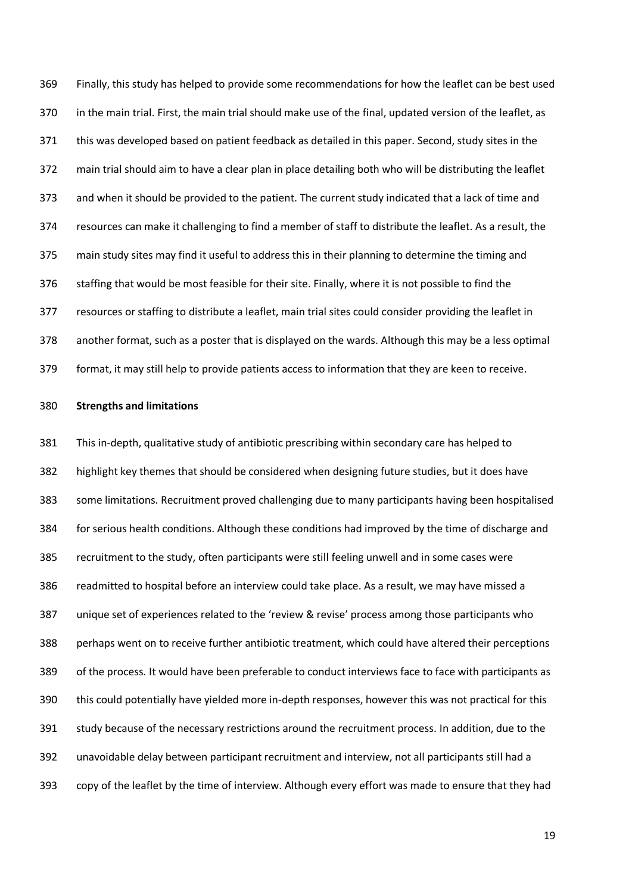Finally, this study has helped to provide some recommendations for how the leaflet can be best used in the main trial. First, the main trial should make use of the final, updated version of the leaflet, as this was developed based on patient feedback as detailed in this paper. Second, study sites in the main trial should aim to have a clear plan in place detailing both who will be distributing the leaflet and when it should be provided to the patient. The current study indicated that a lack of time and resources can make it challenging to find a member of staff to distribute the leaflet. As a result, the main study sites may find it useful to address this in their planning to determine the timing and staffing that would be most feasible for their site. Finally, where it is not possible to find the resources or staffing to distribute a leaflet, main trial sites could consider providing the leaflet in another format, such as a poster that is displayed on the wards. Although this may be a less optimal format, it may still help to provide patients access to information that they are keen to receive.

**Strengths and limitations**

This in-depth, qualitative study of antibiotic prescribing within secondary care has helped to highlight key themes that should be considered when designing future studies, but it does have some limitations. Recruitment proved challenging due to many participants having been hospitalised for serious health conditions. Although these conditions had improved by the time of discharge and recruitment to the study, often participants were still feeling unwell and in some cases were readmitted to hospital before an interview could take place. As a result, we may have missed a unique set of experiences related to the 'review & revise' process among those participants who perhaps went on to receive further antibiotic treatment, which could have altered their perceptions of the process. It would have been preferable to conduct interviews face to face with participants as this could potentially have yielded more in-depth responses, however this was not practical for this study because of the necessary restrictions around the recruitment process. In addition, due to the unavoidable delay between participant recruitment and interview, not all participants still had a copy of the leaflet by the time of interview. Although every effort was made to ensure that they had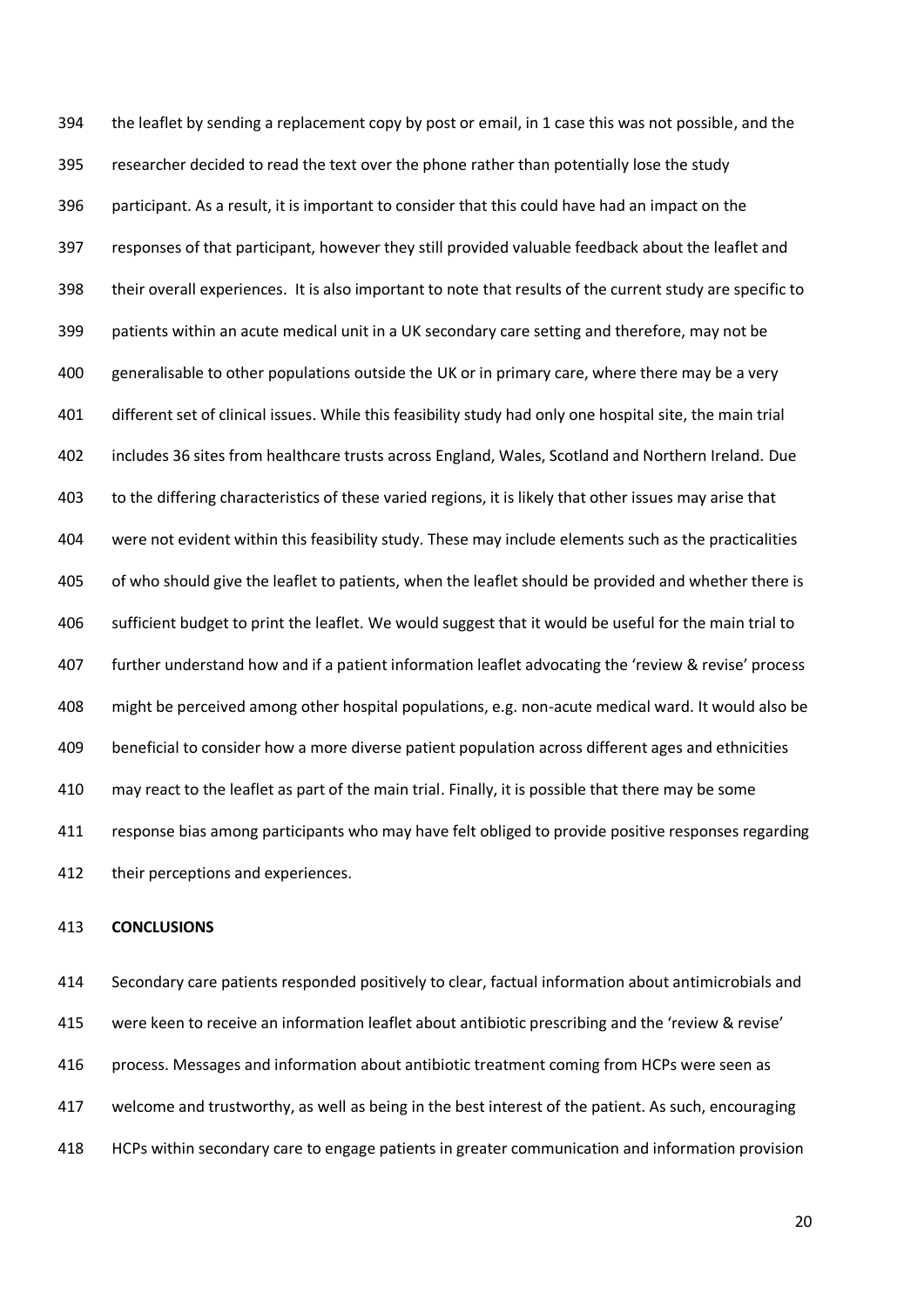the leaflet by sending a replacement copy by post or email, in 1 case this was not possible, and the researcher decided to read the text over the phone rather than potentially lose the study participant. As a result, it is important to consider that this could have had an impact on the responses of that participant, however they still provided valuable feedback about the leaflet and their overall experiences. It is also important to note that results of the current study are specific to patients within an acute medical unit in a UK secondary care setting and therefore, may not be generalisable to other populations outside the UK or in primary care, where there may be a very different set of clinical issues. While this feasibility study had only one hospital site, the main trial includes 36 sites from healthcare trusts across England, Wales, Scotland and Northern Ireland. Due to the differing characteristics of these varied regions, it is likely that other issues may arise that were not evident within this feasibility study. These may include elements such as the practicalities of who should give the leaflet to patients, when the leaflet should be provided and whether there is sufficient budget to print the leaflet. We would suggest that it would be useful for the main trial to further understand how and if a patient information leaflet advocating the 'review & revise' process might be perceived among other hospital populations, e.g. non-acute medical ward. It would also be beneficial to consider how a more diverse patient population across different ages and ethnicities may react to the leaflet as part of the main trial. Finally, it is possible that there may be some response bias among participants who may have felt obliged to provide positive responses regarding their perceptions and experiences.

## CONCLUSIONS

Secondary care patients responded positively to clear, factual information about antimicrobials and were keen to receive an information leaflet about antibiotic prescribing and the 'review & revise' process. Messages and information about antibiotic treatment coming from HCPs were seen as welcome and trustworthy, as well as being in the best interest of the patient. As such, encouraging HCPs within secondary care to engage patients in greater communication and information provision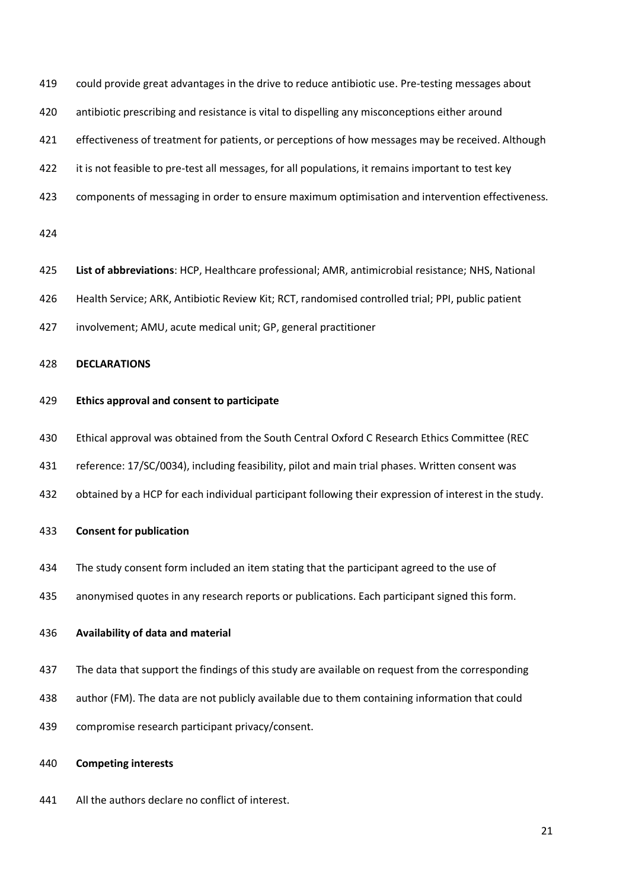could provide great advantages in the drive to reduce antibiotic use. Pre-testing messages about antibiotic prescribing and resistance is vital to dispelling any misconceptions either around effectiveness of treatment for patients, or perceptions of how messages may be received. Although it is not feasible to pre-test all messages, for all populations, it remains important to test key components of messaging in order to ensure maximum optimisation and intervention effectiveness.

**List of abbreviations**: HCP, Healthcare professional; AMR, antimicrobial resistance; NHS, National Health Service; ARK, Antibiotic Review Kit; RCT, randomised controlled trial; PPI, public patient involvement; AMU, acute medical unit; GP, general practitioner

## DECLARATIONS

### Ethics approval and consent to participate

Ethical approval was obtained from the South Central Oxford C Research Ethics Committee (REC reference: 17/SC/0034), including feasibility, pilot and main trial phases. Written consent was obtained by a HCP for each individual participant following their expression of interest in the study.

### Consent for publication

The study consent form included an item stating that the participant agreed to the use of anonymised quotes in any research reports or publications. Each participant signed this form.

### Availability of data and material

The data that support the findings of this study are available on request from the corresponding author (FM). The data are not publicly available due to them containing information that could compromise research participant privacy/consent.

### Competing interests

All the authors declare no conflict of interest.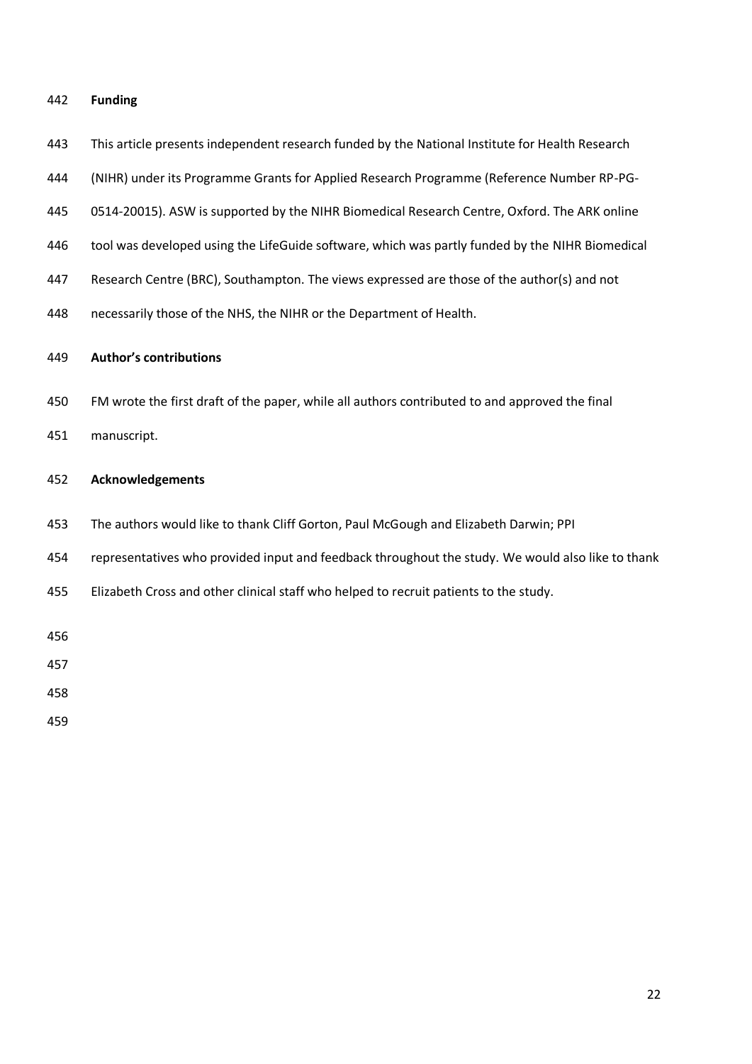**Funding**

This article presents independent research funded by the National Institute for Health Research (NIHR) under its Programme Grants for Applied Research Programme (Reference Number RP-PG-0514-20015). ASW is supported by the NIHR Biomedical Research Centre, Oxford. The ARK online tool was developed using the LifeGuide software, which was partly funded by the NIHR Biomedical Research Centre (BRC), Southampton. The views expressed are those of the author(s) and not necessarily those of the NHS, the NIHR or the Department of Health.

**Author's contributions**

FM wrote the first draft of the paper, while all authors contributed to and approved the final manuscript.

**Acknowledgements**

The authors would like to thank Cliff Gorton, Paul McGough and Elizabeth Darwin; PPI representatives who provided input and feedback throughout the study. We would also like to thank Elizabeth Cross and other clinical staff who helped to recruit patients to the study.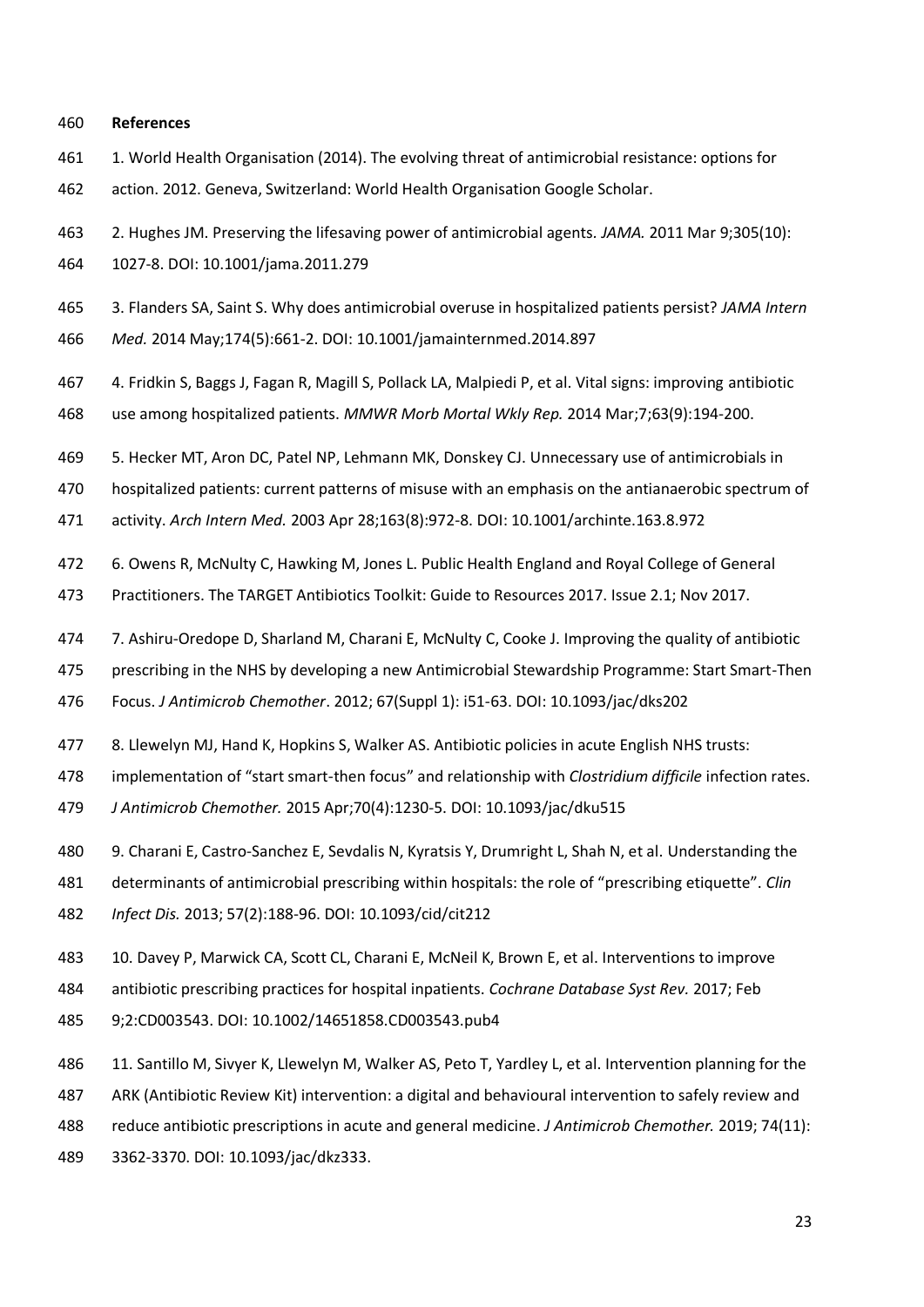**References**

1. World Health Organisation (2014). The evolving threat of antimicrobial resistance: options for action. 2012. Geneva, Switzerland: World Health Organisation Google Scholar.

2. Hughes JM. Preserving the lifesaving power of antimicrobial agents. *JAMA.* 2011 Mar 9;305(10): 1027-8. DOI: 10.1001/jama.2011.279

3. Flanders SA, Saint S. Why does antimicrobial overuse in hospitalized patients persist? *JAMA Intern Med.* 2014 May;174(5):661-2. DOI: 10.1001/jamainternmed.2014.897

4. Fridkin S, Baggs J, Fagan R, Magill S, Pollack LA, Malpiedi P, et al. Vital signs: improving antibiotic use among hospitalized patients. *MMWR Morb Mortal Wkly Rep.* 2014 Mar;7;63(9):194-200.

5. Hecker MT, Aron DC, Patel NP, Lehmann MK, Donskey CJ. Unnecessary use of antimicrobials in hospitalized patients: current patterns of misuse with an emphasis on the antianaerobic spectrum of activity. *Arch Intern Med.* 2003 Apr 28;163(8):972-8. DOI: 10.1001/archinte.163.8.972

6. Owens R, McNulty C, Hawking M, Jones L. Public Health England and Royal College of General Practitioners. The TARGET Antibiotics Toolkit: Guide to Resources 2017. Issue 2.1; Nov 2017.

7. Ashiru-Oredope D, Sharland M, Charani E, McNulty C, Cooke J. Improving the quality of antibiotic prescribing in the NHS by developing a new Antimicrobial Stewardship Programme: Start Smart-Then Focus. *J Antimicrob Chemother*. 2012; 67(Suppl 1): i51-63. DOI: 10.1093/jac/dks202

8. Llewelyn MJ, Hand K, Hopkins S, Walker AS. Antibiotic policies in acute English NHS trusts: implementation of "start smart-then focus" and relationship with *Clostridium difficile* infection rates. *J Antimicrob Chemother.* 2015 Apr;70(4):1230-5. DOI: 10.1093/jac/dku515

9. Charani E, Castro-Sanchez E, Sevdalis N, Kyratsis Y, Drumright L, Shah N, et al. Understanding the determinants of antimicrobial prescribing within hospitals: the role of "prescribing etiquette". *Clin Infect Dis.* 2013; 57(2):188-96. DOI: 10.1093/cid/cit212

10. Davey P, Marwick CA, Scott CL, Charani E, McNeil K, Brown E, et al. Interventions to improve antibiotic prescribing practices for hospital inpatients. *Cochrane Database Syst Rev.* 2017; Feb 9;2:CD003543. DOI: 10.1002/14651858.CD003543.pub4

11. Santillo M, Sivyer K, Llewelyn M, Walker AS, Peto T, Yardley L, et al. Intervention planning for the ARK (Antibiotic Review Kit) intervention: a digital and behavioural intervention to safely review and reduce antibiotic prescriptions in acute and general medicine. *J Antimicrob Chemother.* 2019; 74(11): 3362-3370. DOI: 10.1093/jac/dkz333.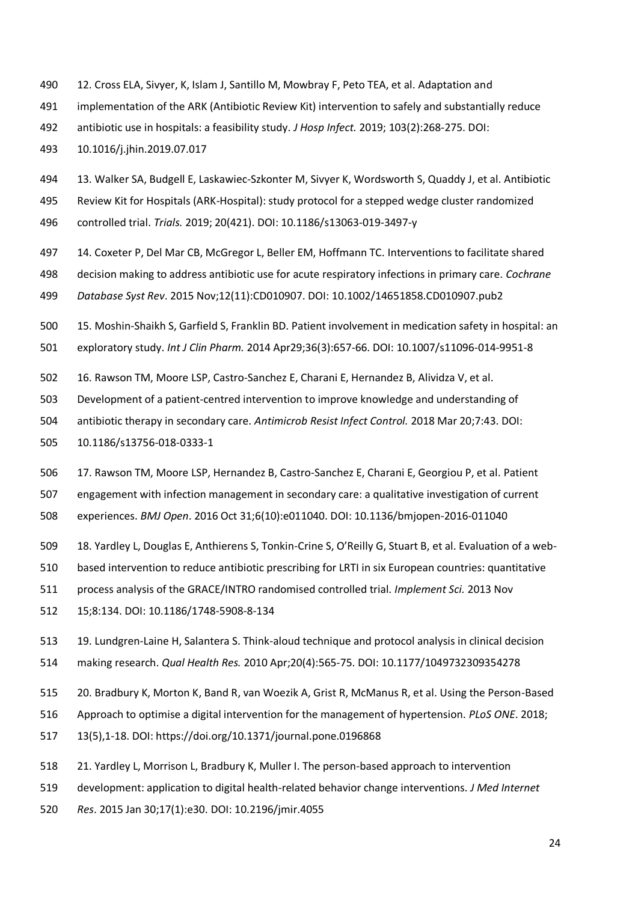12. Cross ELA, Sivyer, K, Islam J, Santillo M, Mowbray F, Peto TEA, et al. Adaptation and implementation of the ARK (Antibiotic Review Kit) intervention to safely and substantially reduce antibiotic use in hospitals: a feasibility study. *J Hosp Infect.* 2019; 103(2):268-275. DOI: 10.1016/j.jhin.2019.07.017

13. Walker SA, Budgell E, Laskawiec-Szkonter M, Sivyer K, Wordsworth S, Quaddy J, et al. Antibiotic Review Kit for Hospitals (ARK-Hospital): study protocol for a stepped wedge cluster randomized controlled trial. *Trials.* 2019; 20(421). DOI: 10.1186/s13063-019-3497-y

14. Coxeter P, Del Mar CB, McGregor L, Beller EM, Hoffmann TC. Interventions to facilitate shared decision making to address antibiotic use for acute respiratory infections in primary care. *Cochrane Database Syst Rev*. 2015 Nov;12(11):CD010907. DOI: 10.1002/14651858.CD010907.pub2

15. Moshin-Shaikh S, Garfield S, Franklin BD. Patient involvement in medication safety in hospital: an exploratory study. *Int J Clin Pharm.* 2014 Apr29;36(3):657-66. DOI: 10.1007/s11096-014-9951-8

16. Rawson TM, Moore LSP, Castro-Sanchez E, Charani E, Hernandez B, Alividza V, et al. Development of a patient-centred intervention to improve knowledge and understanding of antibiotic therapy in secondary care. *Antimicrob Resist Infect Control.* 2018 Mar 20;7:43. DOI: 10.1186/s13756-018-0333-1

17. Rawson TM, Moore LSP, Hernandez B, Castro-Sanchez E, Charani E, Georgiou P, et al. Patient engagement with infection management in secondary care: a qualitative investigation of current experiences. *BMJ Open*. 2016 Oct 31;6(10):e011040. DOI: 10.1136/bmjopen-2016-011040

18. Yardley L, Douglas E, Anthierens S, Tonkin-Crine S, O'Reilly G, Stuart B, et al. Evaluation of a web-based intervention to reduce antibiotic prescribing for LRTI in six European countries: quantitative process analysis of the GRACE/INTRO randomised controlled trial. *Implement Sci.* 2013 Nov 15;8:134. DOI: 10.1186/1748-5908-8-134

19. Lundgren-Laine H, Salantera S. Think-aloud technique and protocol analysis in clinical decision making research. *Qual Health Res.* 2010 Apr;20(4):565-75. DOI: 10.1177/1049732309354278

20. Bradbury K, Morton K, Band R, van Woezik A, Grist R, McManus R, et al. Using the Person-Based Approach to optimise a digital intervention for the management of hypertension. *PLoS ONE*. 2018; 13(5),1-18. DOI: https://doi.org/10.1371/journal.pone.0196868

21. Yardley L, Morrison L, Bradbury K, Muller I. The person-based approach to intervention development: application to digital health-related behavior change interventions. *J Med Internet Res*. 2015 Jan 30;17(1):e30. DOI: 10.2196/jmir.4055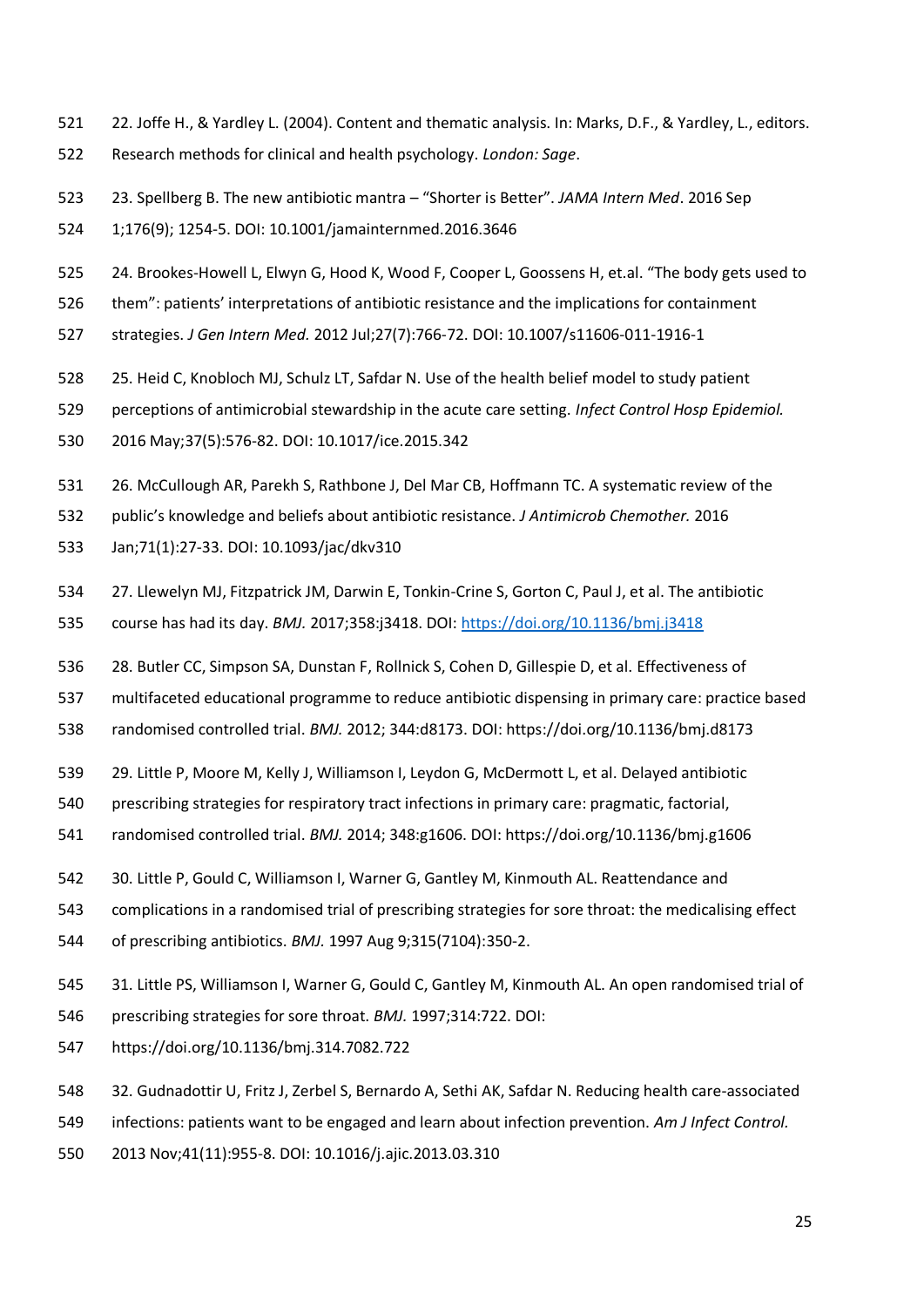22. Joffe H., & Yardley L. (2004). Content and thematic analysis. In: Marks, D.F., & Yardley, L., editors. Research methods for clinical and health psychology. *London: Sage*.

23. Spellberg B. The new antibiotic mantra – "Shorter is Better". *JAMA Intern Med*. 2016 Sep 1;176(9); 1254-5. DOI: 10.1001/jamainternmed.2016.3646

24. Brookes-Howell L, Elwyn G, Hood K, Wood F, Cooper L, Goossens H, et.al. "The body gets used to them": patients' interpretations of antibiotic resistance and the implications for containment strategies. *J Gen Intern Med.* 2012 Jul;27(7):766-72. DOI: 10.1007/s11606-011-1916-1

25. Heid C, Knobloch MJ, Schulz LT, Safdar N. Use of the health belief model to study patient perceptions of antimicrobial stewardship in the acute care setting. *Infect Control Hosp Epidemiol.* 2016 May;37(5):576-82. DOI: 10.1017/ice.2015.342

26. McCullough AR, Parekh S, Rathbone J, Del Mar CB, Hoffmann TC. A systematic review of the public's knowledge and beliefs about antibiotic resistance. *J Antimicrob Chemother.* 2016 Jan;71(1):27-33. DOI: 10.1093/jac/dkv310

27. Llewelyn MJ, Fitzpatrick JM, Darwin E, Tonkin-Crine S, Gorton C, Paul J, et al. The antibiotic course has had its day. *BMJ.* 2017;358:j3418. DOI: https://doi.org/10.1136/bmj.j3418

28. Butler CC, Simpson SA, Dunstan F, Rollnick S, Cohen D, Gillespie D, et al. Effectiveness of multifaceted educational programme to reduce antibiotic dispensing in primary care: practice based randomised controlled trial. *BMJ.* 2012; 344:d8173. DOI: https://doi.org/10.1136/bmj.d8173

29. Little P, Moore M, Kelly J, Williamson I, Leydon G, McDermott L, et al. Delayed antibiotic prescribing strategies for respiratory tract infections in primary care: pragmatic, factorial, randomised controlled trial. *BMJ.* 2014; 348:g1606. DOI: https://doi.org/10.1136/bmj.g1606

30. Little P, Gould C, Williamson I, Warner G, Gantley M, Kinmouth AL. Reattendance and complications in a randomised trial of prescribing strategies for sore throat: the medicalising effect of prescribing antibiotics. *BMJ.* 1997 Aug 9;315(7104):350-2.

31. Little PS, Williamson I, Warner G, Gould C, Gantley M, Kinmouth AL. An open randomised trial of prescribing strategies for sore throat. *BMJ.* 1997;314:722. DOI: https://doi.org/10.1136/bmj.314.7082.722

32. Gudnadottir U, Fritz J, Zerbel S, Bernardo A, Sethi AK, Safdar N. Reducing health care-associated infections: patients want to be engaged and learn about infection prevention. *Am J Infect Control.* 2013 Nov;41(11):955-8. DOI: 10.1016/j.ajic.2013.03.310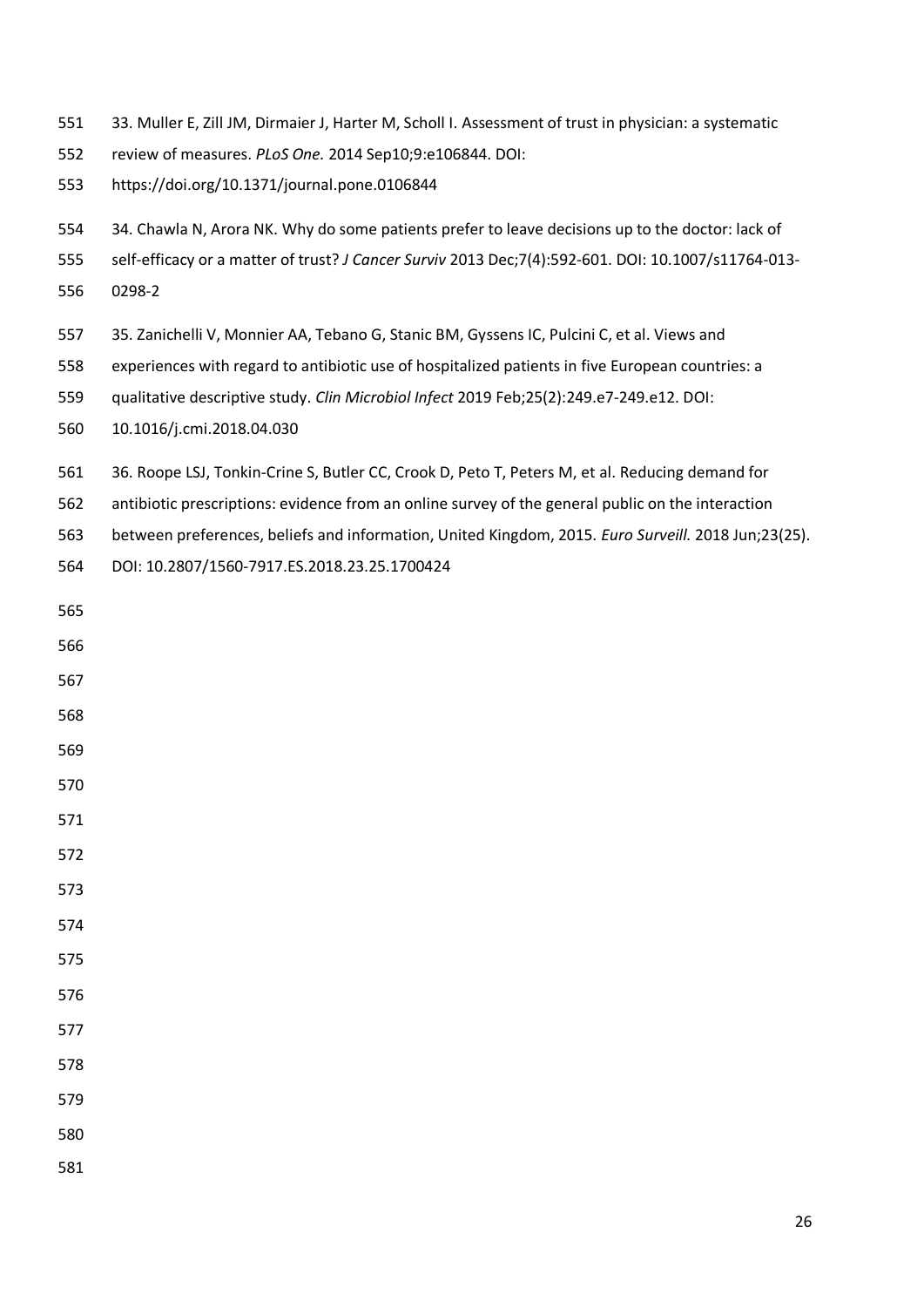33. Muller E, Zill JM, Dirmaier J, Harter M, Scholl I. Assessment of trust in physician: a systematic review of measures. *PLoS One.* 2014 Sep10;9:e106844. DOI: https://doi.org/10.1371/journal.pone.0106844

34. Chawla N, Arora NK. Why do some patients prefer to leave decisions up to the doctor: lack of self-efficacy or a matter of trust? *J Cancer Surviv* 2013 Dec;7(4):592-601. DOI: 10.1007/s11764-013-0298-2

35. Zanichelli V, Monnier AA, Tebano G, Stanic BM, Gyssens IC, Pulcini C, et al. Views and experiences with regard to antibiotic use of hospitalized patients in five European countries: a qualitative descriptive study. *Clin Microbiol Infect* 2019 Feb;25(2):249.e7-249.e12. DOI: 10.1016/j.cmi.2018.04.030

36. Roope LSJ, Tonkin-Crine S, Butler CC, Crook D, Peto T, Peters M, et al. Reducing demand for antibiotic prescriptions: evidence from an online survey of the general public on the interaction between preferences, beliefs and information, United Kingdom, 2015. *Euro Surveill.* 2018 Jun;23(25). DOI: 10.2807/1560-7917.ES.2018.23.25.1700424